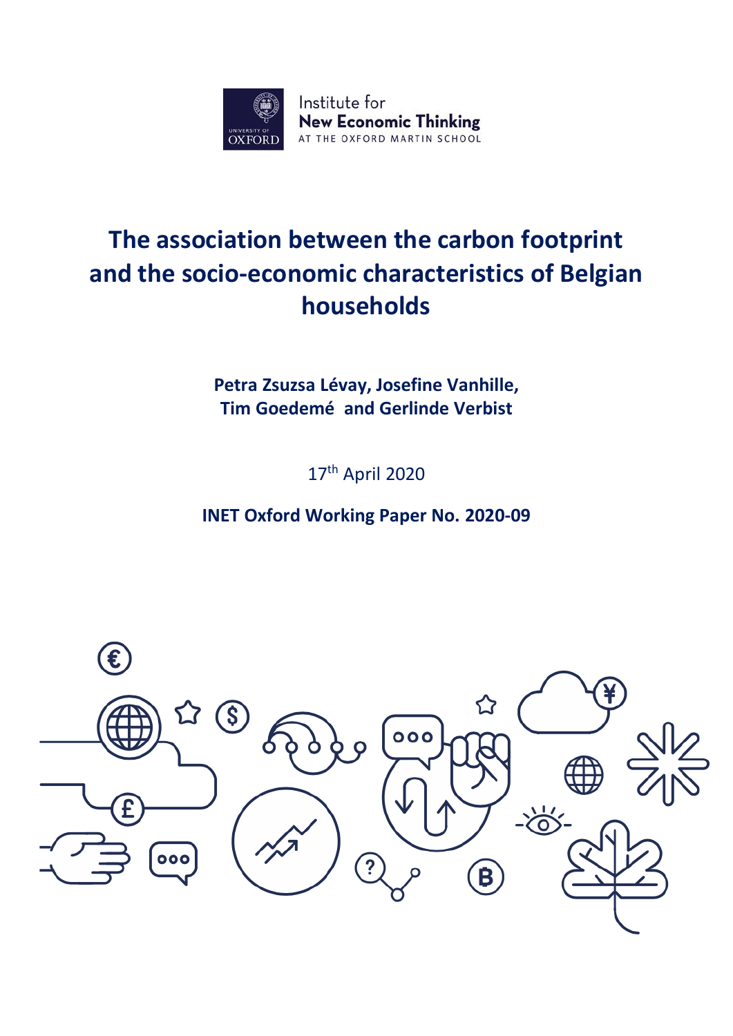Institute for
**New Economic Thinking**
AT THE OXFORD MARTIN SCHOOL

# The association between the carbon footprint and the socio-economic characteristics of Belgian households

**Petra Zsuzsa Lévay, Josefine Vanhille, Tim Goedemé and Gerlinde Verbist**

17th April 2020

**INET Oxford Working Paper No. 2020-09**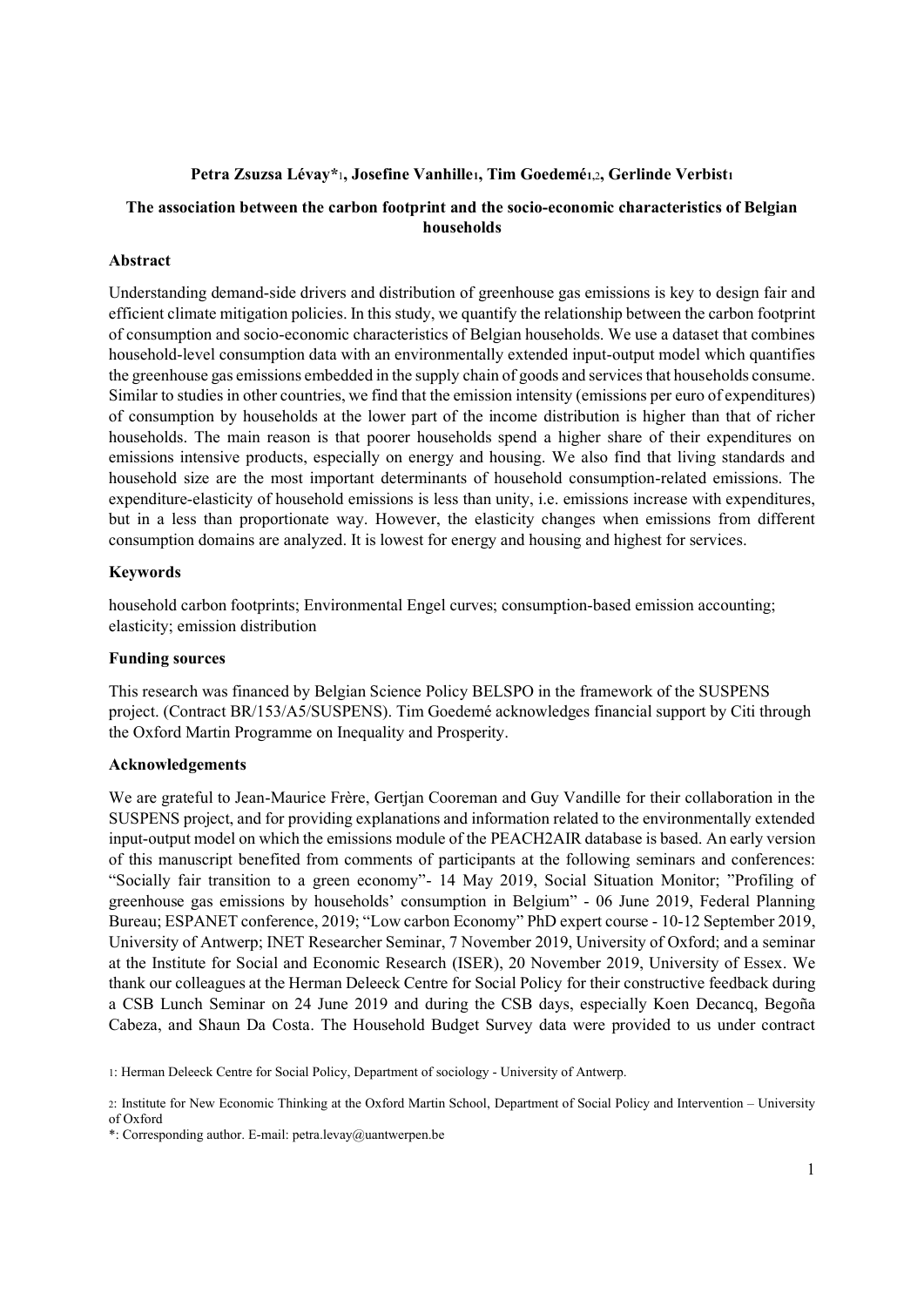**Petra Zsuzsa Lévay*[1], Josefine Vanhille[1], Tim Goedemé[1,2], Gerlinde Verbist[1]**

**The association between the carbon footprint and the socio-economic characteristics of Belgian households**

**Abstract**

Understanding demand-side drivers and distribution of greenhouse gas emissions is key to design fair and efficient climate mitigation policies. In this study, we quantify the relationship between the carbon footprint of consumption and socio-economic characteristics of Belgian households. We use a dataset that combines household-level consumption data with an environmentally extended input-output model which quantifies the greenhouse gas emissions embedded in the supply chain of goods and services that households consume. Similar to studies in other countries, we find that the emission intensity (emissions per euro of expenditures) of consumption by households at the lower part of the income distribution is higher than that of richer households. The main reason is that poorer households spend a higher share of their expenditures on emissions intensive products, especially on energy and housing. We also find that living standards and household size are the most important determinants of household consumption-related emissions. The expenditure-elasticity of household emissions is less than unity, i.e. emissions increase with expenditures, but in a less than proportionate way. However, the elasticity changes when emissions from different consumption domains are analyzed. It is lowest for energy and housing and highest for services.

**Keywords**

household carbon footprints; Environmental Engel curves; consumption-based emission accounting; elasticity; emission distribution

**Funding sources**

This research was financed by Belgian Science Policy BELSPO in the framework of the SUSPENS project. (Contract BR/153/A5/SUSPENS). Tim Goedemé acknowledges financial support by Citi through the Oxford Martin Programme on Inequality and Prosperity.

**Acknowledgements**

We are grateful to Jean-Maurice Frère, Gertjan Cooreman and Guy Vandille for their collaboration in the SUSPENS project, and for providing explanations and information related to the environmentally extended input-output model on which the emissions module of the PEACH2AIR database is based. An early version of this manuscript benefited from comments of participants at the following seminars and conferences: "Socially fair transition to a green economy"- 14 May 2019, Social Situation Monitor; "Profiling of greenhouse gas emissions by households' consumption in Belgium" - 06 June 2019, Federal Planning Bureau; ESPANET conference, 2019; "Low carbon Economy" PhD expert course - 10-12 September 2019, University of Antwerp; INET Researcher Seminar, 7 November 2019, University of Oxford; and a seminar at the Institute for Social and Economic Research (ISER), 20 November 2019, University of Essex. We thank our colleagues at the Herman Deleeck Centre for Social Policy for their constructive feedback during a CSB Lunch Seminar on 24 June 2019 and during the CSB days, especially Koen Decancq, Begoña Cabeza, and Shaun Da Costa. The Household Budget Survey data were provided to us under contract

[1]: Herman Deleeck Centre for Social Policy, Department of sociology - University of Antwerp.

[2]: Institute for New Economic Thinking at the Oxford Martin School, Department of Social Policy and Intervention – University of Oxford

*: Corresponding author. E-mail: petra.levay@uantwerpen.be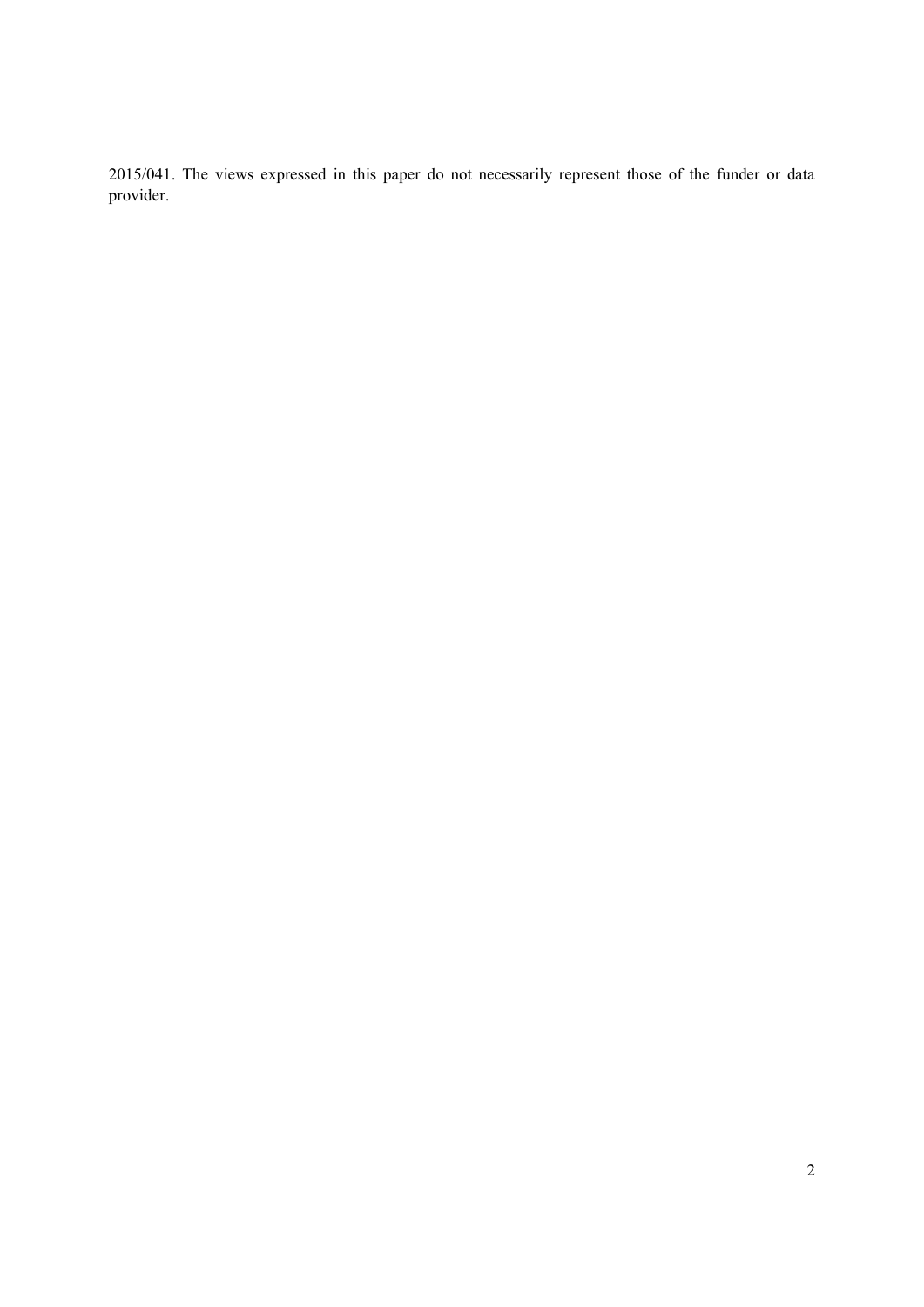2015/041. The views expressed in this paper do not necessarily represent those of the funder or data provider.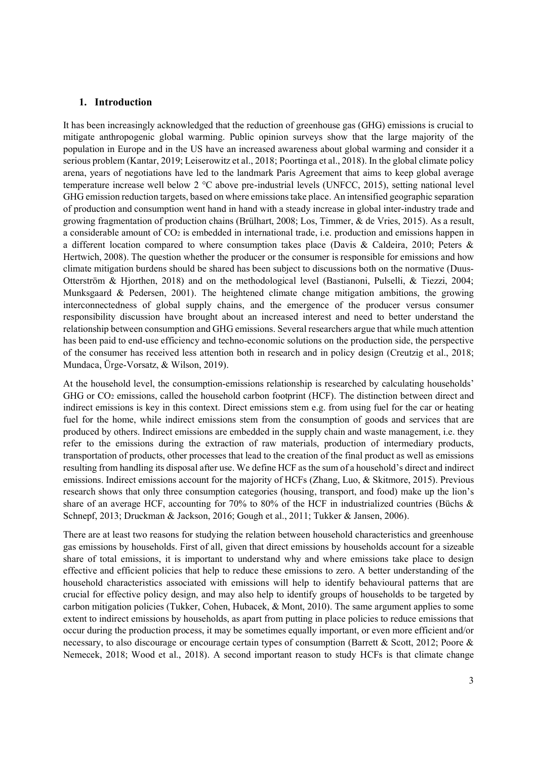## 1. Introduction

It has been increasingly acknowledged that the reduction of greenhouse gas (GHG) emissions is crucial to mitigate anthropogenic global warming. Public opinion surveys show that the large majority of the population in Europe and in the US have an increased awareness about global warming and consider it a serious problem (Kantar, 2019; Leiserowitz et al., 2018; Poortinga et al., 2018). In the global climate policy arena, years of negotiations have led to the landmark Paris Agreement that aims to keep global average temperature increase well below 2 °C above pre-industrial levels (UNFCC, 2015), setting national level GHG emission reduction targets, based on where emissions take place. An intensified geographic separation of production and consumption went hand in hand with a steady increase in global inter-industry trade and growing fragmentation of production chains (Brülhart, 2008; Los, Timmer, & de Vries, 2015). As a result, a considerable amount of $CO_2$ is embedded in international trade, i.e. production and emissions happen in a different location compared to where consumption takes place (Davis & Caldeira, 2010; Peters & Hertwich, 2008). The question whether the producer or the consumer is responsible for emissions and how climate mitigation burdens should be shared has been subject to discussions both on the normative (Duus-Otterström & Hjorthen, 2018) and on the methodological level (Bastianoni, Pulselli, & Tiezzi, 2004; Munksgaard & Pedersen, 2001). The heightened climate change mitigation ambitions, the growing interconnectedness of global supply chains, and the emergence of the producer versus consumer responsibility discussion have brought about an increased interest and need to better understand the relationship between consumption and GHG emissions. Several researchers argue that while much attention has been paid to end-use efficiency and techno-economic solutions on the production side, the perspective of the consumer has received less attention both in research and in policy design (Creutzig et al., 2018; Mundaca, Ürge-Vorsatz, & Wilson, 2019).

At the household level, the consumption-emissions relationship is researched by calculating households' GHG or $CO_2$ emissions, called the household carbon footprint (HCF). The distinction between direct and indirect emissions is key in this context. Direct emissions stem e.g. from using fuel for the car or heating fuel for the home, while indirect emissions stem from the consumption of goods and services that are produced by others. Indirect emissions are embedded in the supply chain and waste management, i.e. they refer to the emissions during the extraction of raw materials, production of intermediary products, transportation of products, other processes that lead to the creation of the final product as well as emissions resulting from handling its disposal after use. We define HCF as the sum of a household's direct and indirect emissions. Indirect emissions account for the majority of HCFs (Zhang, Luo, & Skitmore, 2015). Previous research shows that only three consumption categories (housing, transport, and food) make up the lion's share of an average HCF, accounting for 70% to 80% of the HCF in industrialized countries (Büchs & Schnepf, 2013; Druckman & Jackson, 2016; Gough et al., 2011; Tukker & Jansen, 2006).

There are at least two reasons for studying the relation between household characteristics and greenhouse gas emissions by households. First of all, given that direct emissions by households account for a sizeable share of total emissions, it is important to understand why and where emissions take place to design effective and efficient policies that help to reduce these emissions to zero. A better understanding of the household characteristics associated with emissions will help to identify behavioural patterns that are crucial for effective policy design, and may also help to identify groups of households to be targeted by carbon mitigation policies (Tukker, Cohen, Hubacek, & Mont, 2010). The same argument applies to some extent to indirect emissions by households, as apart from putting in place policies to reduce emissions that occur during the production process, it may be sometimes equally important, or even more efficient and/or necessary, to also discourage or encourage certain types of consumption (Barrett & Scott, 2012; Poore & Nemecek, 2018; Wood et al., 2018). A second important reason to study HCFs is that climate change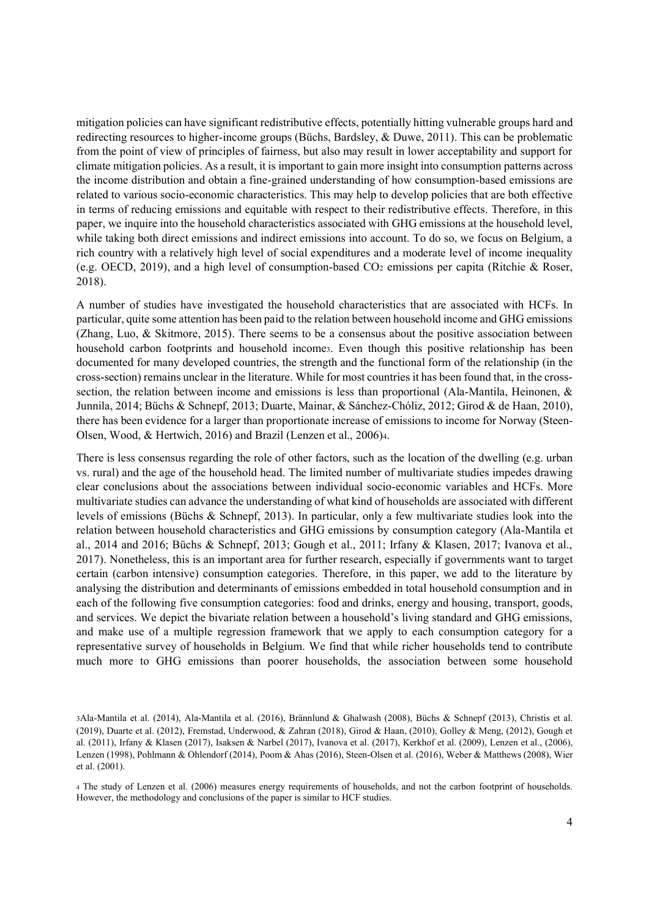mitigation policies can have significant redistributive effects, potentially hitting vulnerable groups hard and redirecting resources to higher-income groups (Büchs, Bardsley, & Duwe, 2011). This can be problematic from the point of view of principles of fairness, but also may result in lower acceptability and support for climate mitigation policies. As a result, it is important to gain more insight into consumption patterns across the income distribution and obtain a fine-grained understanding of how consumption-based emissions are related to various socio-economic characteristics. This may help to develop policies that are both effective in terms of reducing emissions and equitable with respect to their redistributive effects. Therefore, in this paper, we inquire into the household characteristics associated with GHG emissions at the household level, while taking both direct emissions and indirect emissions into account. To do so, we focus on Belgium, a rich country with a relatively high level of social expenditures and a moderate level of income inequality (e.g. OECD, 2019), and a high level of consumption-based $CO_2$ emissions per capita (Ritchie & Roser, 2018).

A number of studies have investigated the household characteristics that are associated with HCFs. In particular, quite some attention has been paid to the relation between household income and GHG emissions (Zhang, Luo, & Skitmore, 2015). There seems to be a consensus about the positive association between household carbon footprints and household income[3]. Even though this positive relationship has been documented for many developed countries, the strength and the functional form of the relationship (in the cross-section) remains unclear in the literature. While for most countries it has been found that, in the cross-section, the relation between income and emissions is less than proportional (Ala-Mantila, Heinonen, & Junnila, 2014; Büchs & Schnepf, 2013; Duarte, Mainar, & Sánchez-Chóliz, 2012; Girod & de Haan, 2010), there has been evidence for a larger than proportionate increase of emissions to income for Norway (Steen-Olsen, Wood, & Hertwich, 2016) and Brazil (Lenzen et al., 2006)[4].

There is less consensus regarding the role of other factors, such as the location of the dwelling (e.g. urban vs. rural) and the age of the household head. The limited number of multivariate studies impedes drawing clear conclusions about the associations between individual socio-economic variables and HCFs. More multivariate studies can advance the understanding of what kind of households are associated with different levels of emissions (Büchs & Schnepf, 2013). In particular, only a few multivariate studies look into the relation between household characteristics and GHG emissions by consumption category (Ala-Mantila et al., 2014 and 2016; Büchs & Schnepf, 2013; Gough et al., 2011; Irfany & Klasen, 2017; Ivanova et al., 2017). Nonetheless, this is an important area for further research, especially if governments want to target certain (carbon intensive) consumption categories. Therefore, in this paper, we add to the literature by analysing the distribution and determinants of emissions embedded in total household consumption and in each of the following five consumption categories: food and drinks, energy and housing, transport, goods, and services. We depict the bivariate relation between a household's living standard and GHG emissions, and make use of a multiple regression framework that we apply to each consumption category for a representative survey of households in Belgium. We find that while richer households tend to contribute much more to GHG emissions than poorer households, the association between some household

[3] Ala-Mantila et al. (2014), Ala-Mantila et al. (2016), Brännlund & Ghalwash (2008), Büchs & Schnepf (2013), Christis et al. (2019), Duarte et al. (2012), Fremstad, Underwood, & Zahran (2018), Girod & Haan, (2010), Golley & Meng, (2012), Gough et al. (2011), Irfany & Klasen (2017), Isaksen & Narbel (2017), Ivanova et al. (2017), Kerkhof et al. (2009), Lenzen et al., (2006), Lenzen (1998), Pohlmann & Ohlendorf (2014), Poom & Ahas (2016), Steen-Olsen et al. (2016), Weber & Matthews (2008), Wier et al. (2001).

[4] The study of Lenzen et al. (2006) measures energy requirements of households, and not the carbon footprint of households. However, the methodology and conclusions of the paper is similar to HCF studies.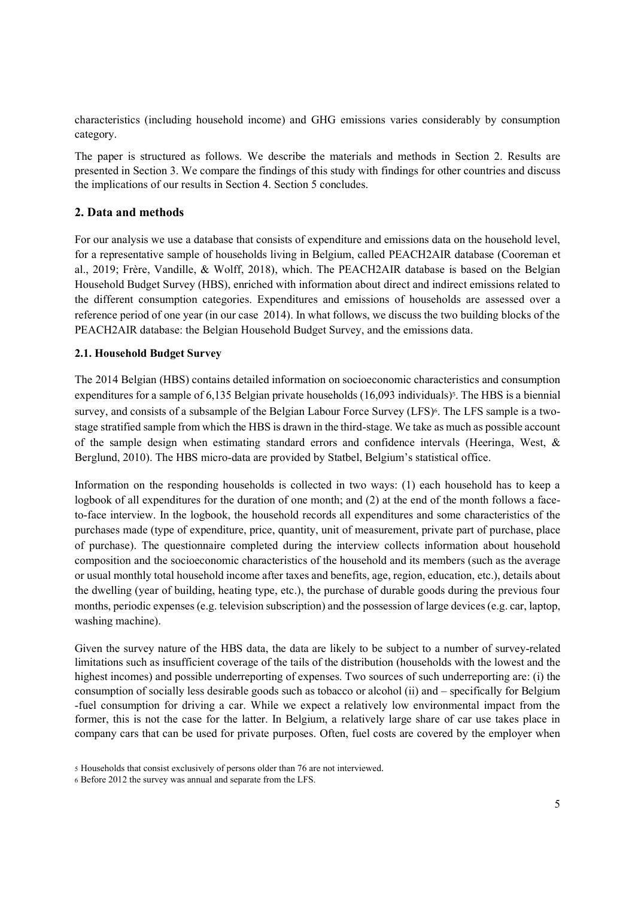characteristics (including household income) and GHG emissions varies considerably by consumption category.

The paper is structured as follows. We describe the materials and methods in Section 2. Results are presented in Section 3. We compare the findings of this study with findings for other countries and discuss the implications of our results in Section 4. Section 5 concludes.

## 2. Data and methods

For our analysis we use a database that consists of expenditure and emissions data on the household level, for a representative sample of households living in Belgium, called PEACH2AIR database (Cooreman et al., 2019; Frère, Vandille, & Wolff, 2018), which. The PEACH2AIR database is based on the Belgian Household Budget Survey (HBS), enriched with information about direct and indirect emissions related to the different consumption categories. Expenditures and emissions of households are assessed over a reference period of one year (in our case 2014). In what follows, we discuss the two building blocks of the PEACH2AIR database: the Belgian Household Budget Survey, and the emissions data.

### 2.1. Household Budget Survey

The 2014 Belgian (HBS) contains detailed information on socioeconomic characteristics and consumption expenditures for a sample of 6,135 Belgian private households (16,093 individuals)[5]. The HBS is a biennial survey, and consists of a subsample of the Belgian Labour Force Survey (LFS)[6]. The LFS sample is a two-stage stratified sample from which the HBS is drawn in the third-stage. We take as much as possible account of the sample design when estimating standard errors and confidence intervals (Heeringa, West, & Berglund, 2010). The HBS micro-data are provided by Statbel, Belgium's statistical office.

Information on the responding households is collected in two ways: (1) each household has to keep a logbook of all expenditures for the duration of one month; and (2) at the end of the month follows a face-to-face interview. In the logbook, the household records all expenditures and some characteristics of the purchases made (type of expenditure, price, quantity, unit of measurement, private part of purchase, place of purchase). The questionnaire completed during the interview collects information about household composition and the socioeconomic characteristics of the household and its members (such as the average or usual monthly total household income after taxes and benefits, age, region, education, etc.), details about the dwelling (year of building, heating type, etc.), the purchase of durable goods during the previous four months, periodic expenses (e.g. television subscription) and the possession of large devices (e.g. car, laptop, washing machine).

Given the survey nature of the HBS data, the data are likely to be subject to a number of survey-related limitations such as insufficient coverage of the tails of the distribution (households with the lowest and the highest incomes) and possible underreporting of expenses. Two sources of such underreporting are: (i) the consumption of socially less desirable goods such as tobacco or alcohol (ii) and – specifically for Belgium -fuel consumption for driving a car. While we expect a relatively low environmental impact from the former, this is not the case for the latter. In Belgium, a relatively large share of car use takes place in company cars that can be used for private purposes. Often, fuel costs are covered by the employer when

[5] Households that consist exclusively of persons older than 76 are not interviewed.

[6] Before 2012 the survey was annual and separate from the LFS.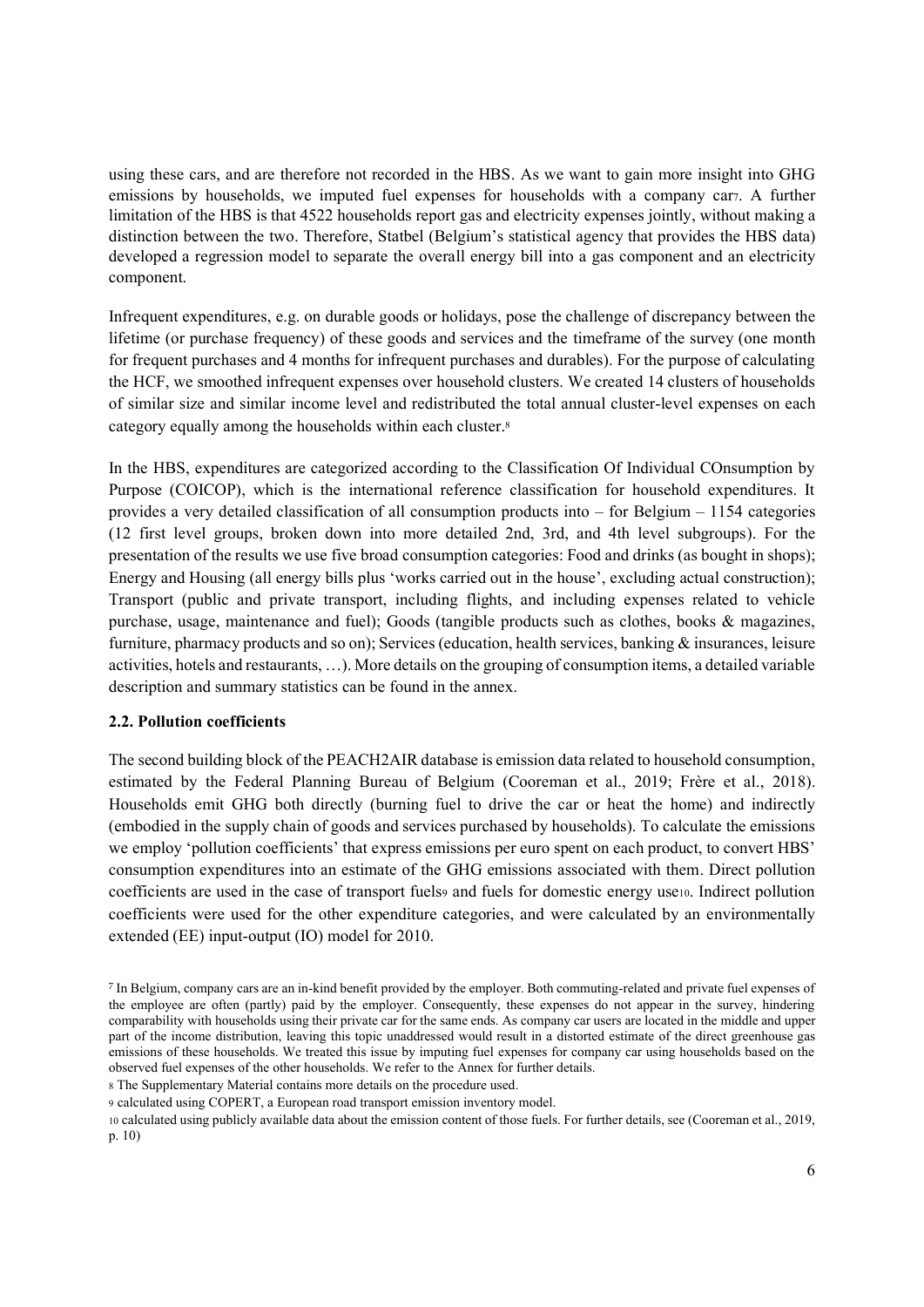using these cars, and are therefore not recorded in the HBS. As we want to gain more insight into GHG emissions by households, we imputed fuel expenses for households with a company car[7]. A further limitation of the HBS is that 4522 households report gas and electricity expenses jointly, without making a distinction between the two. Therefore, Statbel (Belgium's statistical agency that provides the HBS data) developed a regression model to separate the overall energy bill into a gas component and an electricity component.

Infrequent expenditures, e.g. on durable goods or holidays, pose the challenge of discrepancy between the lifetime (or purchase frequency) of these goods and services and the timeframe of the survey (one month for frequent purchases and 4 months for infrequent purchases and durables). For the purpose of calculating the HCF, we smoothed infrequent expenses over household clusters. We created 14 clusters of households of similar size and similar income level and redistributed the total annual cluster-level expenses on each category equally among the households within each cluster.[8]

In the HBS, expenditures are categorized according to the Classification Of Individual COnsumption by Purpose (COICOP), which is the international reference classification for household expenditures. It provides a very detailed classification of all consumption products into – for Belgium – 1154 categories (12 first level groups, broken down into more detailed 2nd, 3rd, and 4th level subgroups). For the presentation of the results we use five broad consumption categories: Food and drinks (as bought in shops); Energy and Housing (all energy bills plus 'works carried out in the house', excluding actual construction); Transport (public and private transport, including flights, and including expenses related to vehicle purchase, usage, maintenance and fuel); Goods (tangible products such as clothes, books & magazines, furniture, pharmacy products and so on); Services (education, health services, banking & insurances, leisure activities, hotels and restaurants, …). More details on the grouping of consumption items, a detailed variable description and summary statistics can be found in the annex.

### 2.2. Pollution coefficients

The second building block of the PEACH2AIR database is emission data related to household consumption, estimated by the Federal Planning Bureau of Belgium (Cooreman et al., 2019; Frère et al., 2018). Households emit GHG both directly (burning fuel to drive the car or heat the home) and indirectly (embodied in the supply chain of goods and services purchased by households). To calculate the emissions we employ 'pollution coefficients' that express emissions per euro spent on each product, to convert HBS' consumption expenditures into an estimate of the GHG emissions associated with them. Direct pollution coefficients are used in the case of transport fuels[9] and fuels for domestic energy use[10]. Indirect pollution coefficients were used for the other expenditure categories, and were calculated by an environmentally extended (EE) input-output (IO) model for 2010.

[7] In Belgium, company cars are an in-kind benefit provided by the employer. Both commuting-related and private fuel expenses of the employee are often (partly) paid by the employer. Consequently, these expenses do not appear in the survey, hindering comparability with households using their private car for the same ends. As company car users are located in the middle and upper part of the income distribution, leaving this topic unaddressed would result in a distorted estimate of the direct greenhouse gas emissions of these households. We treated this issue by imputing fuel expenses for company car using households based on the observed fuel expenses of the other households. We refer to the Annex for further details.

[8] The Supplementary Material contains more details on the procedure used.

[9] calculated using COPERT, a European road transport emission inventory model.

[10] calculated using publicly available data about the emission content of those fuels. For further details, see (Cooreman et al., 2019, p. 10)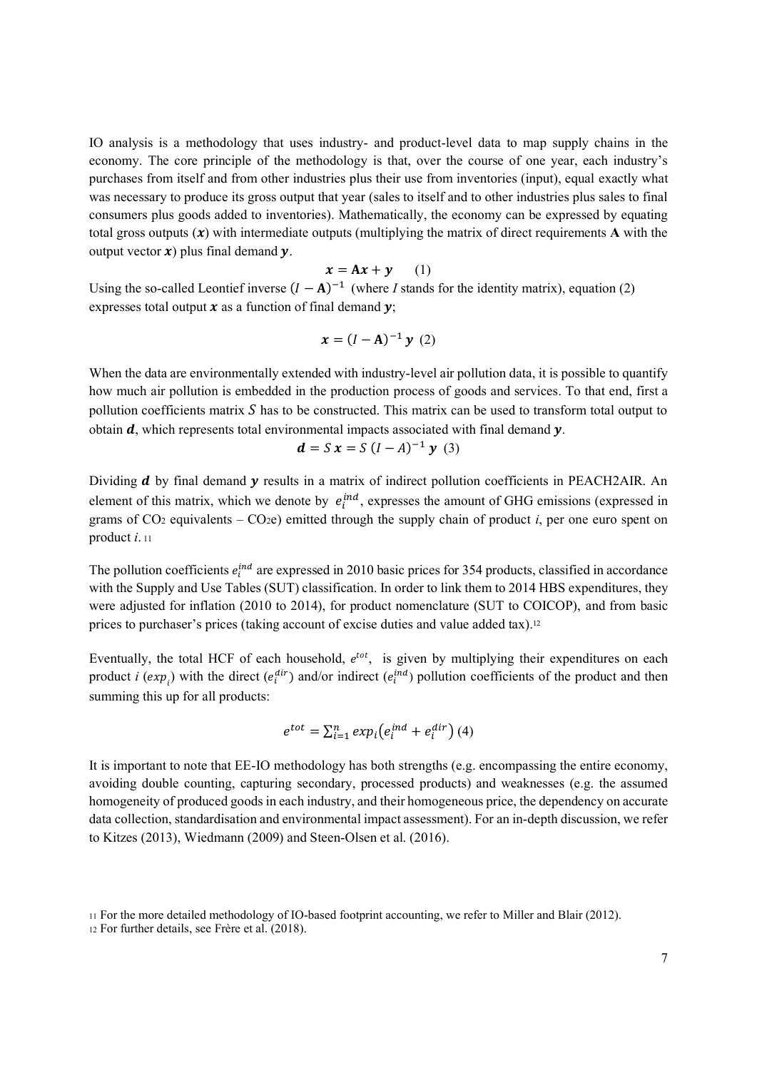IO analysis is a methodology that uses industry- and product-level data to map supply chains in the economy. The core principle of the methodology is that, over the course of one year, each industry's purchases from itself and from other industries plus their use from inventories (input), equal exactly what was necessary to produce its gross output that year (sales to itself and to other industries plus sales to final consumers plus goods added to inventories). Mathematically, the economy can be expressed by equating total gross outputs ($\boldsymbol{x}$) with intermediate outputs (multiplying the matrix of direct requirements **A** with the output vector $\boldsymbol{x}$) plus final demand $\boldsymbol{y}$.

$$\boldsymbol{x} = \mathbf{A}\boldsymbol{x} + \boldsymbol{y} \qquad (1)$$

Using the so-called Leontief inverse $(I - \mathbf{A})^{-1}$ (where *I* stands for the identity matrix), equation (2) expresses total output $\boldsymbol{x}$ as a function of final demand $\boldsymbol{y}$;

$$\boldsymbol{x} = (I - \mathbf{A})^{-1}\,\boldsymbol{y} \quad (2)$$

When the data are environmentally extended with industry-level air pollution data, it is possible to quantify how much air pollution is embedded in the production process of goods and services. To that end, first a pollution coefficients matrix $S$ has to be constructed. This matrix can be used to transform total output to obtain $\boldsymbol{d}$, which represents total environmental impacts associated with final demand $\boldsymbol{y}$.

$$\boldsymbol{d} = S\,\boldsymbol{x} = S\,(I - A)^{-1}\,\boldsymbol{y} \quad (3)$$

Dividing $\boldsymbol{d}$ by final demand $\boldsymbol{y}$ results in a matrix of indirect pollution coefficients in PEACH2AIR. An element of this matrix, which we denote by $e_i^{ind}$, expresses the amount of GHG emissions (expressed in grams of $CO_2$ equivalents – $CO_2e$) emitted through the supply chain of product *i*, per one euro spent on product *i*.[11]

The pollution coefficients $e_i^{ind}$ are expressed in 2010 basic prices for 354 products, classified in accordance with the Supply and Use Tables (SUT) classification. In order to link them to 2014 HBS expenditures, they were adjusted for inflation (2010 to 2014), for product nomenclature (SUT to COICOP), and from basic prices to purchaser's prices (taking account of excise duties and value added tax).[12]

Eventually, the total HCF of each household, $e^{tot}$, is given by multiplying their expenditures on each product *i* ($exp_i$) with the direct ($e_i^{dir}$) and/or indirect ($e_i^{ind}$) pollution coefficients of the product and then summing this up for all products:

$$e^{tot} = \sum_{i=1}^{n} exp_i\left(e_i^{ind} + e_i^{dir}\right) \quad (4)$$

It is important to note that EE-IO methodology has both strengths (e.g. encompassing the entire economy, avoiding double counting, capturing secondary, processed products) and weaknesses (e.g. the assumed homogeneity of produced goods in each industry, and their homogeneous price, the dependency on accurate data collection, standardisation and environmental impact assessment). For an in-depth discussion, we refer to Kitzes (2013), Wiedmann (2009) and Steen-Olsen et al. (2016).

[11] For the more detailed methodology of IO-based footprint accounting, we refer to Miller and Blair (2012).

[12] For further details, see Frère et al. (2018).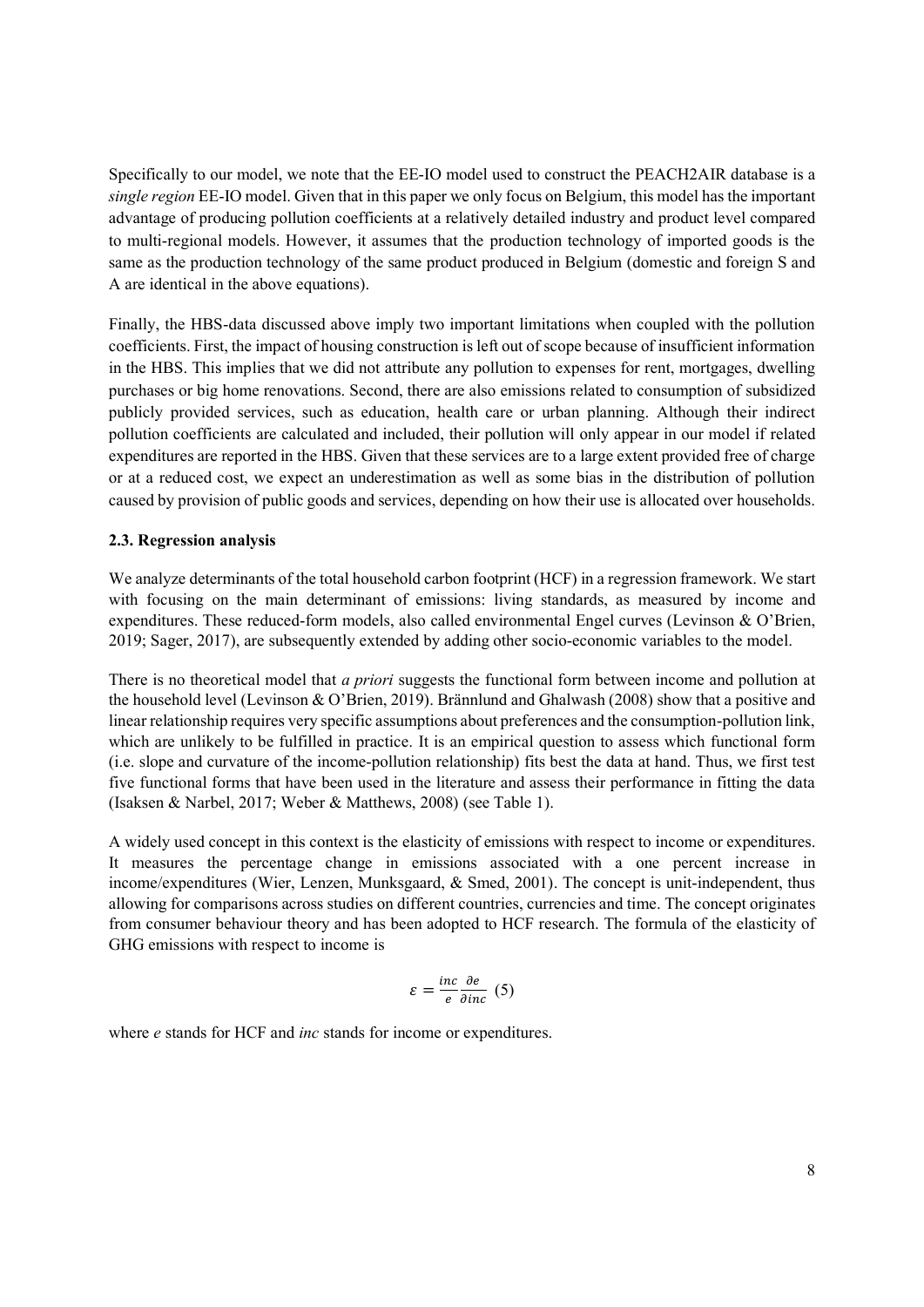Specifically to our model, we note that the EE-IO model used to construct the PEACH2AIR database is a *single region* EE-IO model. Given that in this paper we only focus on Belgium, this model has the important advantage of producing pollution coefficients at a relatively detailed industry and product level compared to multi-regional models. However, it assumes that the production technology of imported goods is the same as the production technology of the same product produced in Belgium (domestic and foreign S and A are identical in the above equations).

Finally, the HBS-data discussed above imply two important limitations when coupled with the pollution coefficients. First, the impact of housing construction is left out of scope because of insufficient information in the HBS. This implies that we did not attribute any pollution to expenses for rent, mortgages, dwelling purchases or big home renovations. Second, there are also emissions related to consumption of subsidized publicly provided services, such as education, health care or urban planning. Although their indirect pollution coefficients are calculated and included, their pollution will only appear in our model if related expenditures are reported in the HBS. Given that these services are to a large extent provided free of charge or at a reduced cost, we expect an underestimation as well as some bias in the distribution of pollution caused by provision of public goods and services, depending on how their use is allocated over households.

### 2.3. Regression analysis

We analyze determinants of the total household carbon footprint (HCF) in a regression framework. We start with focusing on the main determinant of emissions: living standards, as measured by income and expenditures. These reduced-form models, also called environmental Engel curves (Levinson & O'Brien, 2019; Sager, 2017), are subsequently extended by adding other socio-economic variables to the model.

There is no theoretical model that *a priori* suggests the functional form between income and pollution at the household level (Levinson & O'Brien, 2019). Brännlund and Ghalwash (2008) show that a positive and linear relationship requires very specific assumptions about preferences and the consumption-pollution link, which are unlikely to be fulfilled in practice. It is an empirical question to assess which functional form (i.e. slope and curvature of the income-pollution relationship) fits best the data at hand. Thus, we first test five functional forms that have been used in the literature and assess their performance in fitting the data (Isaksen & Narbel, 2017; Weber & Matthews, 2008) (see Table 1).

A widely used concept in this context is the elasticity of emissions with respect to income or expenditures. It measures the percentage change in emissions associated with a one percent increase in income/expenditures (Wier, Lenzen, Munksgaard, & Smed, 2001). The concept is unit-independent, thus allowing for comparisons across studies on different countries, currencies and time. The concept originates from consumer behaviour theory and has been adopted to HCF research. The formula of the elasticity of GHG emissions with respect to income is

$$\varepsilon = \frac{inc}{e}\frac{\partial e}{\partial inc} \quad (5)$$

where *e* stands for HCF and *inc* stands for income or expenditures.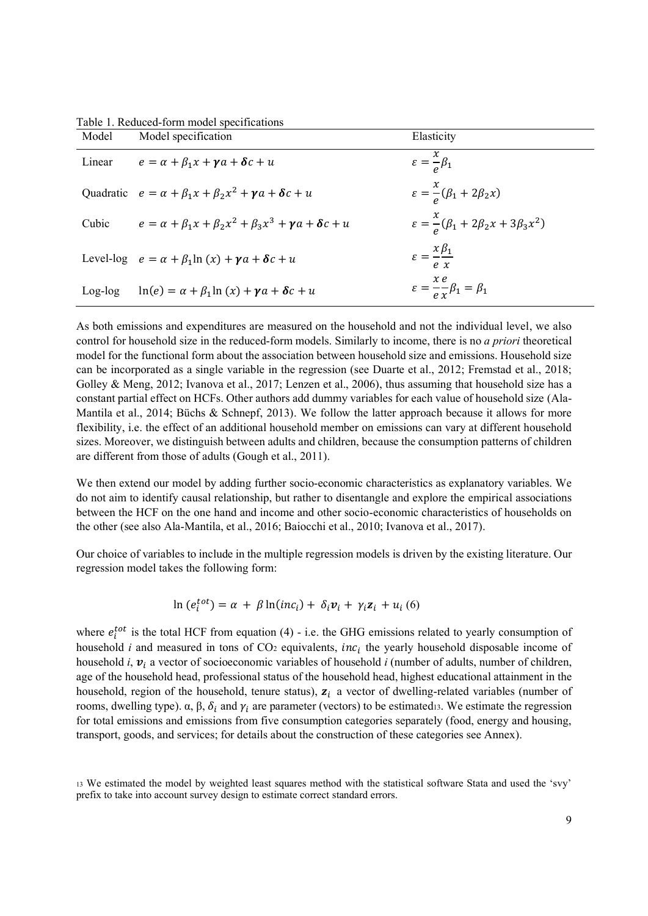Table 1. Reduced-form model specifications

| Model | Model specification | Elasticity |
| --- | --- | --- |
| Linear | $e = \alpha + \beta_1 x + \boldsymbol{\gamma} a + \boldsymbol{\delta} c + u$ | $\varepsilon = \frac{x}{e}\beta_1$ |
| Quadratic | $e = \alpha + \beta_1 x + \beta_2 x^2 + \boldsymbol{\gamma} a + \boldsymbol{\delta} c + u$ | $\varepsilon = \frac{x}{e}(\beta_1 + 2\beta_2 x)$ |
| Cubic | $e = \alpha + \beta_1 x + \beta_2 x^2 + \beta_3 x^3 + \boldsymbol{\gamma} a + \boldsymbol{\delta} c + u$ | $\varepsilon = \frac{x}{e}(\beta_1 + 2\beta_2 x + 3\beta_3 x^2)$ |
| Level-log | $e = \alpha + \beta_1 \ln(x) + \boldsymbol{\gamma} a + \boldsymbol{\delta} c + u$ | $\varepsilon = \frac{x}{e}\frac{\beta_1}{x}$ |
| Log-log | $\ln(e) = \alpha + \beta_1 \ln(x) + \boldsymbol{\gamma} a + \boldsymbol{\delta} c + u$ | $\varepsilon = \frac{x}{e}\frac{e}{x}\beta_1 = \beta_1$ |

As both emissions and expenditures are measured on the household and not the individual level, we also control for household size in the reduced-form models. Similarly to income, there is no *a priori* theoretical model for the functional form about the association between household size and emissions. Household size can be incorporated as a single variable in the regression (see Duarte et al., 2012; Fremstad et al., 2018; Golley & Meng, 2012; Ivanova et al., 2017; Lenzen et al., 2006), thus assuming that household size has a constant partial effect on HCFs. Other authors add dummy variables for each value of household size (Ala-Mantila et al., 2014; Büchs & Schnepf, 2013). We follow the latter approach because it allows for more flexibility, i.e. the effect of an additional household member on emissions can vary at different household sizes. Moreover, we distinguish between adults and children, because the consumption patterns of children are different from those of adults (Gough et al., 2011).

We then extend our model by adding further socio-economic characteristics as explanatory variables. We do not aim to identify causal relationship, but rather to disentangle and explore the empirical associations between the HCF on the one hand and income and other socio-economic characteristics of households on the other (see also Ala-Mantila, et al., 2016; Baiocchi et al., 2010; Ivanova et al., 2017).

Our choice of variables to include in the multiple regression models is driven by the existing literature. Our regression model takes the following form:

$$\ln(e_i^{tot}) = \alpha + \beta \ln(inc_i) + \delta_i \boldsymbol{v}_i + \gamma_i \boldsymbol{z}_i + u_i \quad (6)$$

where $e_i^{tot}$ is the total HCF from equation (4) - i.e. the GHG emissions related to yearly consumption of household $i$ and measured in tons of $CO_2$ equivalents, $inc_i$ the yearly household disposable income of household $i$, $\boldsymbol{v}_i$ a vector of socioeconomic variables of household $i$ (number of adults, number of children, age of the household head, professional status of the household head, highest educational attainment in the household, region of the household, tenure status), $\boldsymbol{z}_i$ a vector of dwelling-related variables (number of rooms, dwelling type). α, β, $\delta_i$ and $\gamma_i$ are parameter (vectors) to be estimated[13]. We estimate the regression for total emissions and emissions from five consumption categories separately (food, energy and housing, transport, goods, and services; for details about the construction of these categories see Annex).

[13] We estimated the model by weighted least squares method with the statistical software Stata and used the 'svy' prefix to take into account survey design to estimate correct standard errors.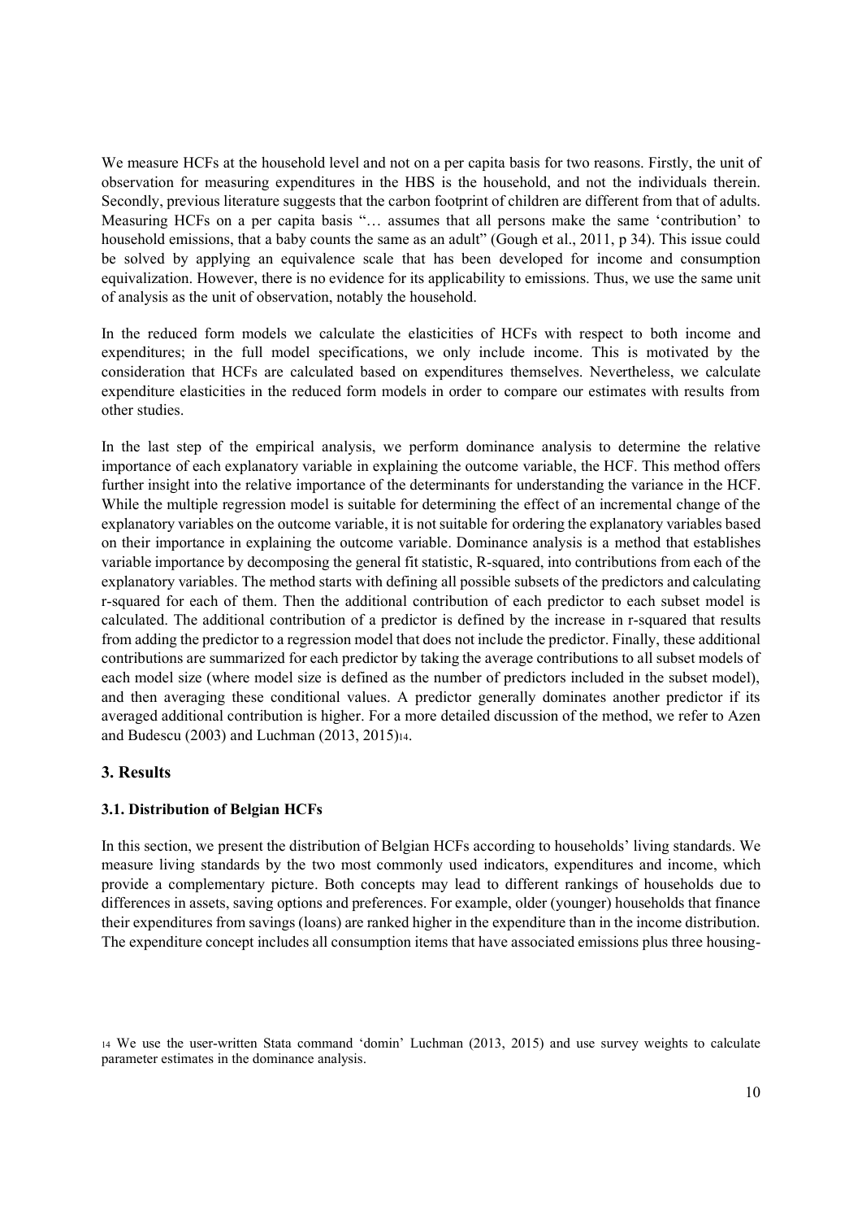We measure HCFs at the household level and not on a per capita basis for two reasons. Firstly, the unit of observation for measuring expenditures in the HBS is the household, and not the individuals therein. Secondly, previous literature suggests that the carbon footprint of children are different from that of adults. Measuring HCFs on a per capita basis "… assumes that all persons make the same 'contribution' to household emissions, that a baby counts the same as an adult" (Gough et al., 2011, p 34). This issue could be solved by applying an equivalence scale that has been developed for income and consumption equivalization. However, there is no evidence for its applicability to emissions. Thus, we use the same unit of analysis as the unit of observation, notably the household.

In the reduced form models we calculate the elasticities of HCFs with respect to both income and expenditures; in the full model specifications, we only include income. This is motivated by the consideration that HCFs are calculated based on expenditures themselves. Nevertheless, we calculate expenditure elasticities in the reduced form models in order to compare our estimates with results from other studies.

In the last step of the empirical analysis, we perform dominance analysis to determine the relative importance of each explanatory variable in explaining the outcome variable, the HCF. This method offers further insight into the relative importance of the determinants for understanding the variance in the HCF. While the multiple regression model is suitable for determining the effect of an incremental change of the explanatory variables on the outcome variable, it is not suitable for ordering the explanatory variables based on their importance in explaining the outcome variable. Dominance analysis is a method that establishes variable importance by decomposing the general fit statistic, R-squared, into contributions from each of the explanatory variables. The method starts with defining all possible subsets of the predictors and calculating r-squared for each of them. Then the additional contribution of each predictor to each subset model is calculated. The additional contribution of a predictor is defined by the increase in r-squared that results from adding the predictor to a regression model that does not include the predictor. Finally, these additional contributions are summarized for each predictor by taking the average contributions to all subset models of each model size (where model size is defined as the number of predictors included in the subset model), and then averaging these conditional values. A predictor generally dominates another predictor if its averaged additional contribution is higher. For a more detailed discussion of the method, we refer to Azen and Budescu (2003) and Luchman (2013, 2015)[14].

## 3. Results

### 3.1. Distribution of Belgian HCFs

In this section, we present the distribution of Belgian HCFs according to households' living standards. We measure living standards by the two most commonly used indicators, expenditures and income, which provide a complementary picture. Both concepts may lead to different rankings of households due to differences in assets, saving options and preferences. For example, older (younger) households that finance their expenditures from savings (loans) are ranked higher in the expenditure than in the income distribution. The expenditure concept includes all consumption items that have associated emissions plus three housing-

[14] We use the user-written Stata command 'domin' Luchman (2013, 2015) and use survey weights to calculate parameter estimates in the dominance analysis.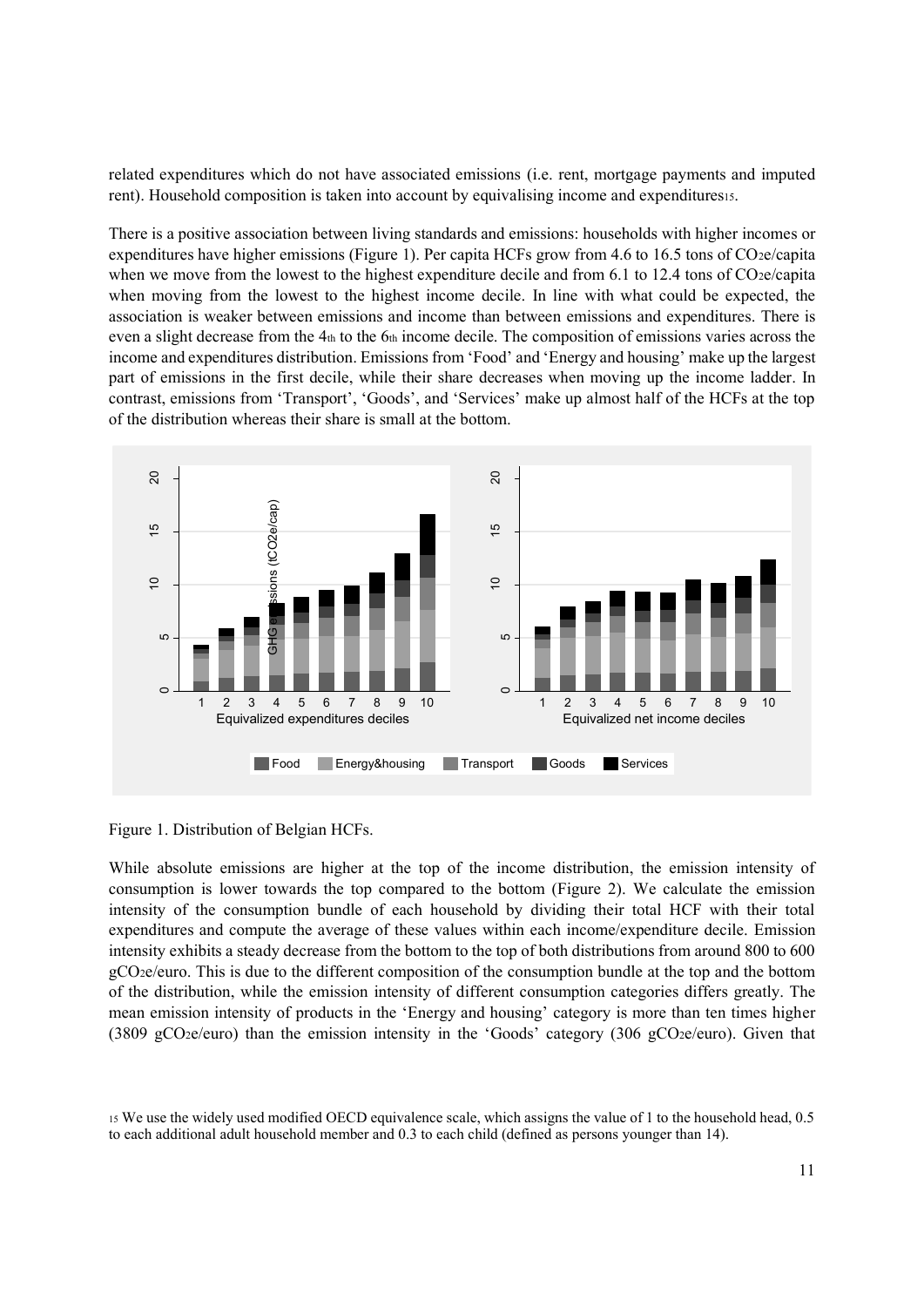related expenditures which do not have associated emissions (i.e. rent, mortgage payments and imputed rent). Household composition is taken into account by equivalising income and expenditures[15].

There is a positive association between living standards and emissions: households with higher incomes or expenditures have higher emissions (Figure 1). Per capita HCFs grow from 4.6 to 16.5 tons of $CO_2e$/capita when we move from the lowest to the highest expenditure decile and from 6.1 to 12.4 tons of $CO_2e$/capita when moving from the lowest to the highest income decile. In line with what could be expected, the association is weaker between emissions and income than between emissions and expenditures. There is even a slight decrease from the 4th to the 6th income decile. The composition of emissions varies across the income and expenditures distribution. Emissions from 'Food' and 'Energy and housing' make up the largest part of emissions in the first decile, while their share decreases when moving up the income ladder. In contrast, emissions from 'Transport', 'Goods', and 'Services' make up almost half of the HCFs at the top of the distribution whereas their share is small at the bottom.

Figure 1. Distribution of Belgian HCFs.

While absolute emissions are higher at the top of the income distribution, the emission intensity of consumption is lower towards the top compared to the bottom (Figure 2). We calculate the emission intensity of the consumption bundle of each household by dividing their total HCF with their total expenditures and compute the average of these values within each income/expenditure decile. Emission intensity exhibits a steady decrease from the bottom to the top of both distributions from around 800 to 600 $gCO_2e$/euro. This is due to the different composition of the consumption bundle at the top and the bottom of the distribution, while the emission intensity of different consumption categories differs greatly. The mean emission intensity of products in the 'Energy and housing' category is more than ten times higher (3809 $gCO_2e$/euro) than the emission intensity in the 'Goods' category (306 $gCO_2e$/euro). Given that

[15] We use the widely used modified OECD equivalence scale, which assigns the value of 1 to the household head, 0.5 to each additional adult household member and 0.3 to each child (defined as persons younger than 14).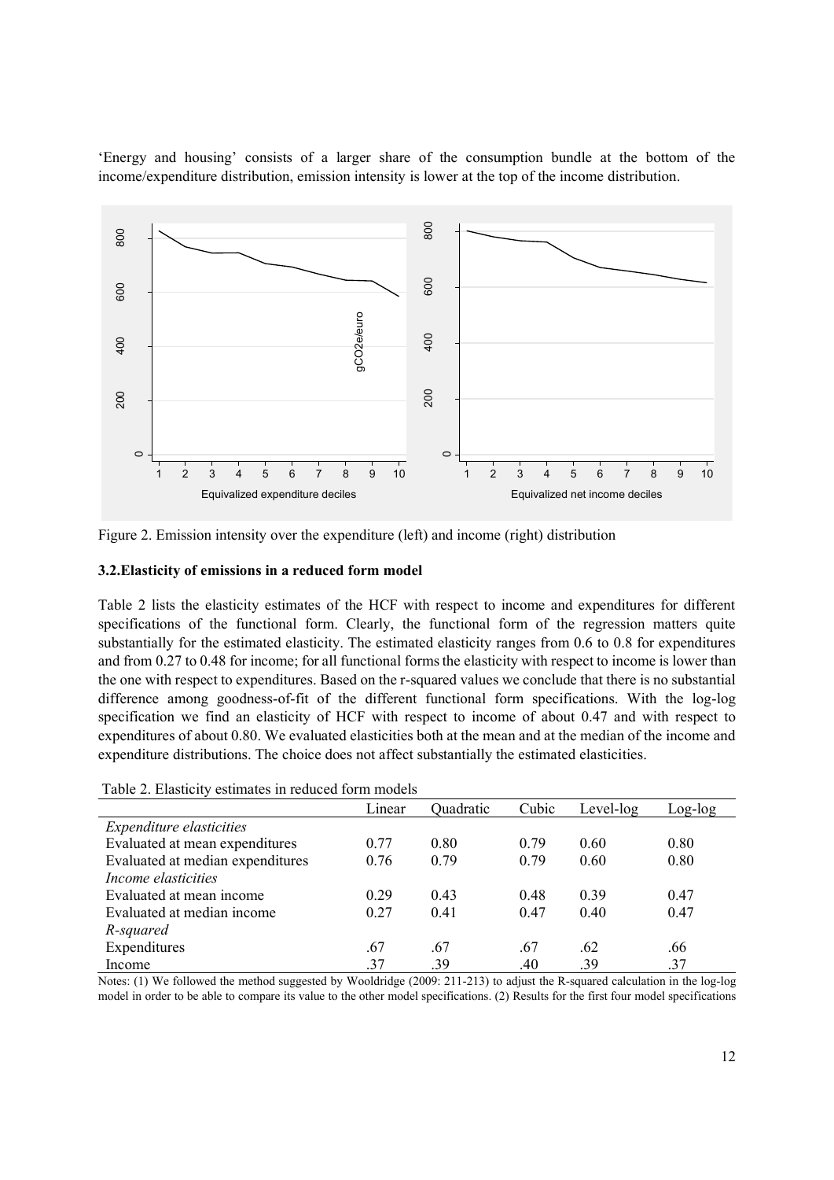'Energy and housing' consists of a larger share of the consumption bundle at the bottom of the income/expenditure distribution, emission intensity is lower at the top of the income distribution.

Figure 2. Emission intensity over the expenditure (left) and income (right) distribution

### 3.2. Elasticity of emissions in a reduced form model

Table 2 lists the elasticity estimates of the HCF with respect to income and expenditures for different specifications of the functional form. Clearly, the functional form of the regression matters quite substantially for the estimated elasticity. The estimated elasticity ranges from 0.6 to 0.8 for expenditures and from 0.27 to 0.48 for income; for all functional forms the elasticity with respect to income is lower than the one with respect to expenditures. Based on the r-squared values we conclude that there is no substantial difference among goodness-of-fit of the different functional form specifications. With the log-log specification we find an elasticity of HCF with respect to income of about 0.47 and with respect to expenditures of about 0.80. We evaluated elasticities both at the mean and at the median of the income and expenditure distributions. The choice does not affect substantially the estimated elasticities.

Table 2. Elasticity estimates in reduced form models

| | Linear | Quadratic | Cubic | Level-log | Log-log |
|---|---|---|---|---|---|
| *Expenditure elasticities* | | | | | |
| Evaluated at mean expenditures | 0.77 | 0.80 | 0.79 | 0.60 | 0.80 |
| Evaluated at median expenditures | 0.76 | 0.79 | 0.79 | 0.60 | 0.80 |
| *Income elasticities* | | | | | |
| Evaluated at mean income | 0.29 | 0.43 | 0.48 | 0.39 | 0.47 |
| Evaluated at median income | 0.27 | 0.41 | 0.47 | 0.40 | 0.47 |
| *R-squared* | | | | | |
| Expenditures | .67 | .67 | .67 | .62 | .66 |
| Income | .37 | .39 | .40 | .39 | .37 |

Notes: (1) We followed the method suggested by Wooldridge (2009: 211-213) to adjust the R-squared calculation in the log-log model in order to be able to compare its value to the other model specifications. (2) Results for the first four model specifications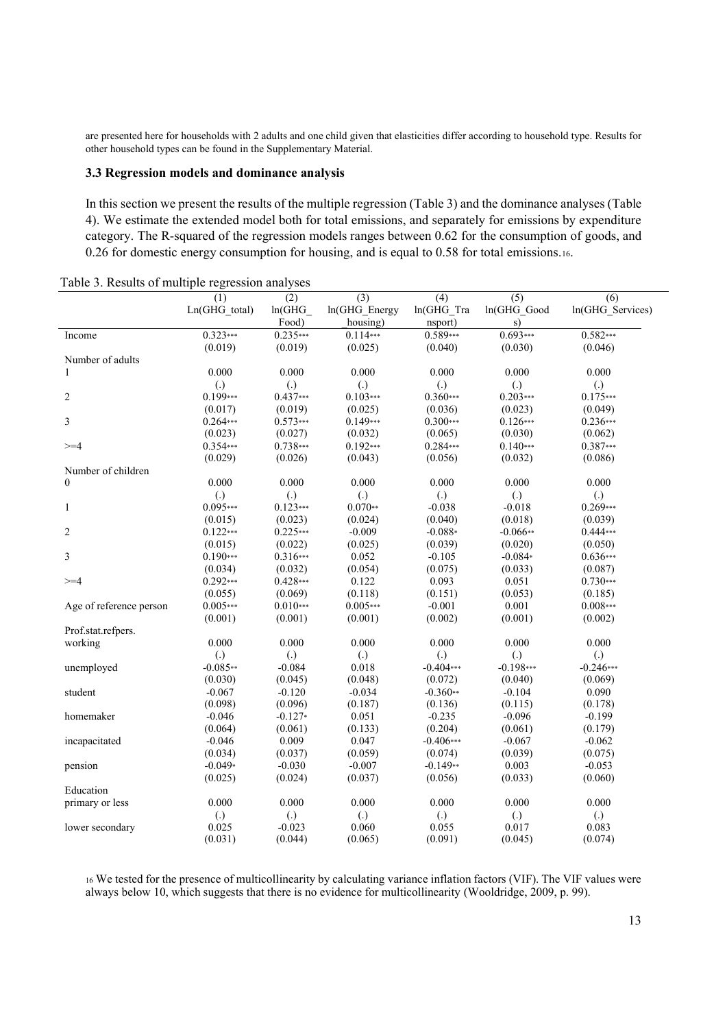are presented here for households with 2 adults and one child given that elasticities differ according to household type. Results for other household types can be found in the Supplementary Material.

### 3.3 Regression models and dominance analysis

In this section we present the results of the multiple regression (Table 3) and the dominance analyses (Table 4). We estimate the extended model both for total emissions, and separately for emissions by expenditure category. The R-squared of the regression models ranges between 0.62 for the consumption of goods, and 0.26 for domestic energy consumption for housing, and is equal to 0.58 for total emissions.[16].

Table 3. Results of multiple regression analyses

| | (1) Ln(GHG_total) | (2) ln(GHG_Food) | (3) ln(GHG_Energy_housing) | (4) ln(GHG_Transport) | (5) ln(GHG_Goods) | (6) ln(GHG_Services) |
|---|---|---|---|---|---|---|
| Income | 0.323*** | 0.235*** | 0.114*** | 0.589*** | 0.693*** | 0.582*** |
| | (0.019) | (0.019) | (0.025) | (0.040) | (0.030) | (0.046) |
| Number of adults | | | | | | |
| 1 | 0.000 | 0.000 | 0.000 | 0.000 | 0.000 | 0.000 |
| | (.) | (.) | (.) | (.) | (.) | (.) |
| 2 | 0.199*** | 0.437*** | 0.103*** | 0.360*** | 0.203*** | 0.175*** |
| | (0.017) | (0.019) | (0.025) | (0.036) | (0.023) | (0.049) |
| 3 | 0.264*** | 0.573*** | 0.149*** | 0.300*** | 0.126*** | 0.236*** |
| | (0.023) | (0.027) | (0.032) | (0.065) | (0.030) | (0.062) |
| >=4 | 0.354*** | 0.738*** | 0.192*** | 0.284*** | 0.140*** | 0.387*** |
| | (0.029) | (0.026) | (0.043) | (0.056) | (0.032) | (0.086) |
| Number of children | | | | | | |
| 0 | 0.000 | 0.000 | 0.000 | 0.000 | 0.000 | 0.000 |
| | (.) | (.) | (.) | (.) | (.) | (.) |
| 1 | 0.095*** | 0.123*** | 0.070** | -0.038 | -0.018 | 0.269*** |
| | (0.015) | (0.023) | (0.024) | (0.040) | (0.018) | (0.039) |
| 2 | 0.122*** | 0.225*** | -0.009 | -0.088* | -0.066** | 0.444*** |
| | (0.015) | (0.022) | (0.025) | (0.039) | (0.020) | (0.050) |
| 3 | 0.190*** | 0.316*** | 0.052 | -0.105 | -0.084* | 0.636*** |
| | (0.034) | (0.032) | (0.054) | (0.075) | (0.033) | (0.087) |
| >=4 | 0.292*** | 0.428*** | 0.122 | 0.093 | 0.051 | 0.730*** |
| | (0.055) | (0.069) | (0.118) | (0.151) | (0.053) | (0.185) |
| Age of reference person | 0.005*** | 0.010*** | 0.005*** | -0.001 | 0.001 | 0.008*** |
| | (0.001) | (0.001) | (0.001) | (0.002) | (0.001) | (0.002) |
| Prof.stat.refpers. | | | | | | |
| working | 0.000 | 0.000 | 0.000 | 0.000 | 0.000 | 0.000 |
| | (.) | (.) | (.) | (.) | (.) | (.) |
| unemployed | -0.085** | -0.084 | 0.018 | -0.404*** | -0.198*** | -0.246*** |
| | (0.030) | (0.045) | (0.048) | (0.072) | (0.040) | (0.069) |
| student | -0.067 | -0.120 | -0.034 | -0.360** | -0.104 | 0.090 |
| | (0.098) | (0.096) | (0.187) | (0.136) | (0.115) | (0.178) |
| homemaker | -0.046 | -0.127* | 0.051 | -0.235 | -0.096 | -0.199 |
| | (0.064) | (0.061) | (0.133) | (0.204) | (0.061) | (0.179) |
| incapacitated | -0.046 | 0.009 | 0.047 | -0.406*** | -0.067 | -0.062 |
| | (0.034) | (0.037) | (0.059) | (0.074) | (0.039) | (0.075) |
| pension | -0.049* | -0.030 | -0.007 | -0.149** | 0.003 | -0.053 |
| | (0.025) | (0.024) | (0.037) | (0.056) | (0.033) | (0.060) |
| Education | | | | | | |
| primary or less | 0.000 | 0.000 | 0.000 | 0.000 | 0.000 | 0.000 |
| | (.) | (.) | (.) | (.) | (.) | (.) |
| lower secondary | 0.025 | -0.023 | 0.060 | 0.055 | 0.017 | 0.083 |
| | (0.031) | (0.044) | (0.065) | (0.091) | (0.045) | (0.074) |

[16] We tested for the presence of multicollinearity by calculating variance inflation factors (VIF). The VIF values were always below 10, which suggests that there is no evidence for multicollinearity (Wooldridge, 2009, p. 99).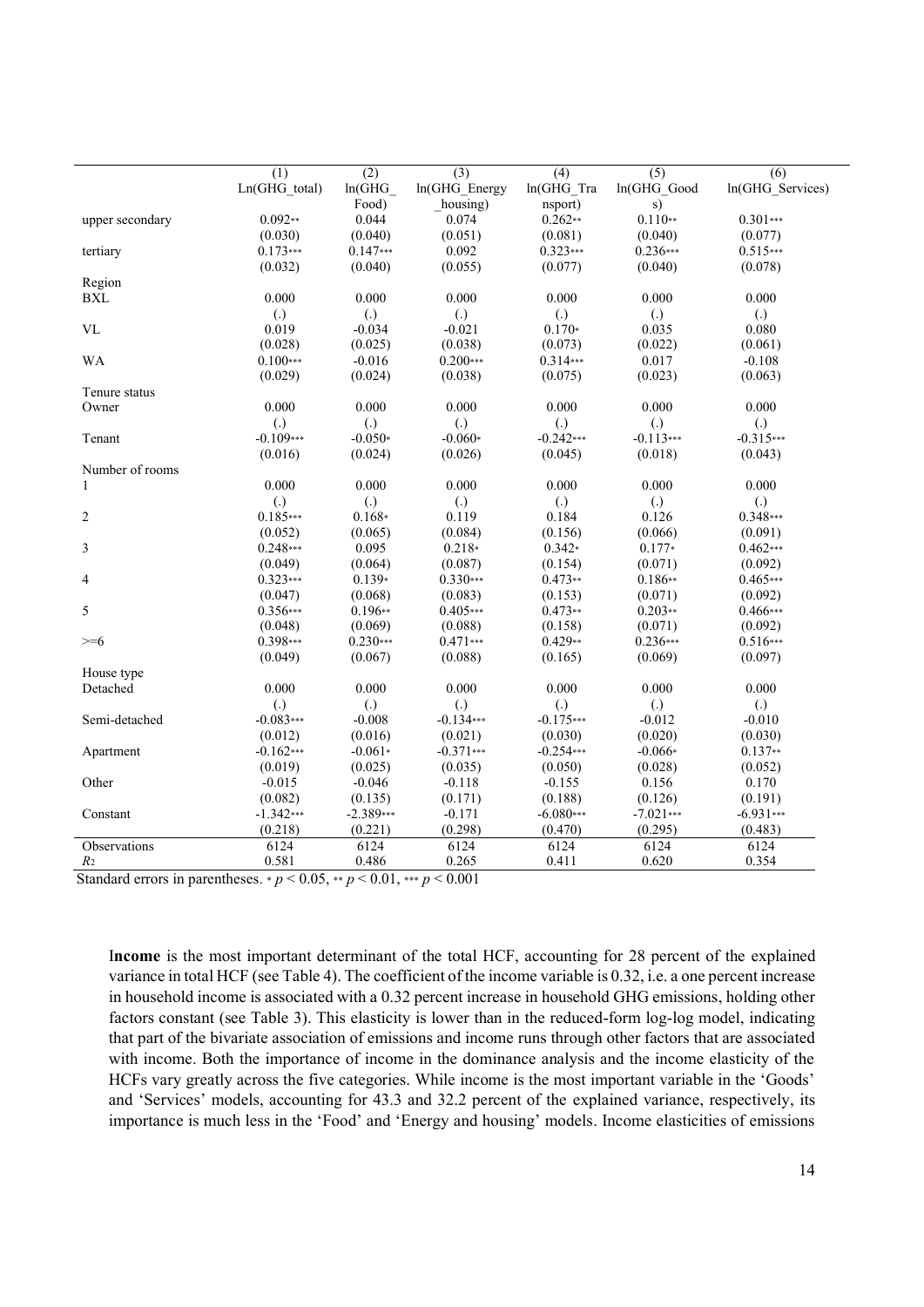| | (1) | (2) | (3) | (4) | (5) | (6) |
|---|---|---|---|---|---|---|
| | Ln(GHG_total) | ln(GHG_Food) | ln(GHG_Energy_housing) | ln(GHG_Transport) | ln(GHG_Goods) | ln(GHG_Services) |
| upper secondary | 0.092** | 0.044 | 0.074 | 0.262** | 0.110** | 0.301*** |
| | (0.030) | (0.040) | (0.051) | (0.081) | (0.040) | (0.077) |
| tertiary | 0.173*** | 0.147*** | 0.092 | 0.323*** | 0.236*** | 0.515*** |
| | (0.032) | (0.040) | (0.055) | (0.077) | (0.040) | (0.078) |
| Region | | | | | | |
| BXL | 0.000 | 0.000 | 0.000 | 0.000 | 0.000 | 0.000 |
| | (.) | (.) | (.) | (.) | (.) | (.) |
| VL | 0.019 | -0.034 | -0.021 | 0.170* | 0.035 | 0.080 |
| | (0.028) | (0.025) | (0.038) | (0.073) | (0.022) | (0.061) |
| WA | 0.100*** | -0.016 | 0.200*** | 0.314*** | 0.017 | -0.108 |
| | (0.029) | (0.024) | (0.038) | (0.075) | (0.023) | (0.063) |
| Tenure status | | | | | | |
| Owner | 0.000 | 0.000 | 0.000 | 0.000 | 0.000 | 0.000 |
| | (.) | (.) | (.) | (.) | (.) | (.) |
| Tenant | -0.109*** | -0.050* | -0.060* | -0.242*** | -0.113*** | -0.315*** |
| | (0.016) | (0.024) | (0.026) | (0.045) | (0.018) | (0.043) |
| Number of rooms | | | | | | |
| 1 | 0.000 | 0.000 | 0.000 | 0.000 | 0.000 | 0.000 |
| | (.) | (.) | (.) | (.) | (.) | (.) |
| 2 | 0.185*** | 0.168* | 0.119 | 0.184 | 0.126 | 0.348*** |
| | (0.052) | (0.065) | (0.084) | (0.156) | (0.066) | (0.091) |
| 3 | 0.248*** | 0.095 | 0.218* | 0.342* | 0.177* | 0.462*** |
| | (0.049) | (0.064) | (0.087) | (0.154) | (0.071) | (0.092) |
| 4 | 0.323*** | 0.139* | 0.330*** | 0.473** | 0.186** | 0.465*** |
| | (0.047) | (0.068) | (0.083) | (0.153) | (0.071) | (0.092) |
| 5 | 0.356*** | 0.196** | 0.405*** | 0.473** | 0.203** | 0.466*** |
| | (0.048) | (0.069) | (0.088) | (0.158) | (0.071) | (0.092) |
| >=6 | 0.398*** | 0.230*** | 0.471*** | 0.429** | 0.236*** | 0.516*** |
| | (0.049) | (0.067) | (0.088) | (0.165) | (0.069) | (0.097) |
| House type | | | | | | |
| Detached | 0.000 | 0.000 | 0.000 | 0.000 | 0.000 | 0.000 |
| | (.) | (.) | (.) | (.) | (.) | (.) |
| Semi-detached | -0.083*** | -0.008 | -0.134*** | -0.175*** | -0.012 | -0.010 |
| | (0.012) | (0.016) | (0.021) | (0.030) | (0.020) | (0.030) |
| Apartment | -0.162*** | -0.061* | -0.371*** | -0.254*** | -0.066* | 0.137** |
| | (0.019) | (0.025) | (0.035) | (0.050) | (0.028) | (0.052) |
| Other | -0.015 | -0.046 | -0.118 | -0.155 | 0.156 | 0.170 |
| | (0.082) | (0.135) | (0.171) | (0.188) | (0.126) | (0.191) |
| Constant | -1.342*** | -2.389*** | -0.171 | -6.080*** | -7.021*** | -6.931*** |
| | (0.218) | (0.221) | (0.298) | (0.470) | (0.295) | (0.483) |
| Observations | 6124 | 6124 | 6124 | 6124 | 6124 | 6124 |
| $R^2$ | 0.581 | 0.486 | 0.265 | 0.411 | 0.620 | 0.354 |

Standard errors in parentheses. * $p < 0.05$, ** $p < 0.01$, *** $p < 0.001$

**Income** is the most important determinant of the total HCF, accounting for 28 percent of the explained variance in total HCF (see Table 4). The coefficient of the income variable is 0.32, i.e. a one percent increase in household income is associated with a 0.32 percent increase in household GHG emissions, holding other factors constant (see Table 3). This elasticity is lower than in the reduced-form log-log model, indicating that part of the bivariate association of emissions and income runs through other factors that are associated with income. Both the importance of income in the dominance analysis and the income elasticity of the HCFs vary greatly across the five categories. While income is the most important variable in the 'Goods' and 'Services' models, accounting for 43.3 and 32.2 percent of the explained variance, respectively, its importance is much less in the 'Food' and 'Energy and housing' models. Income elasticities of emissions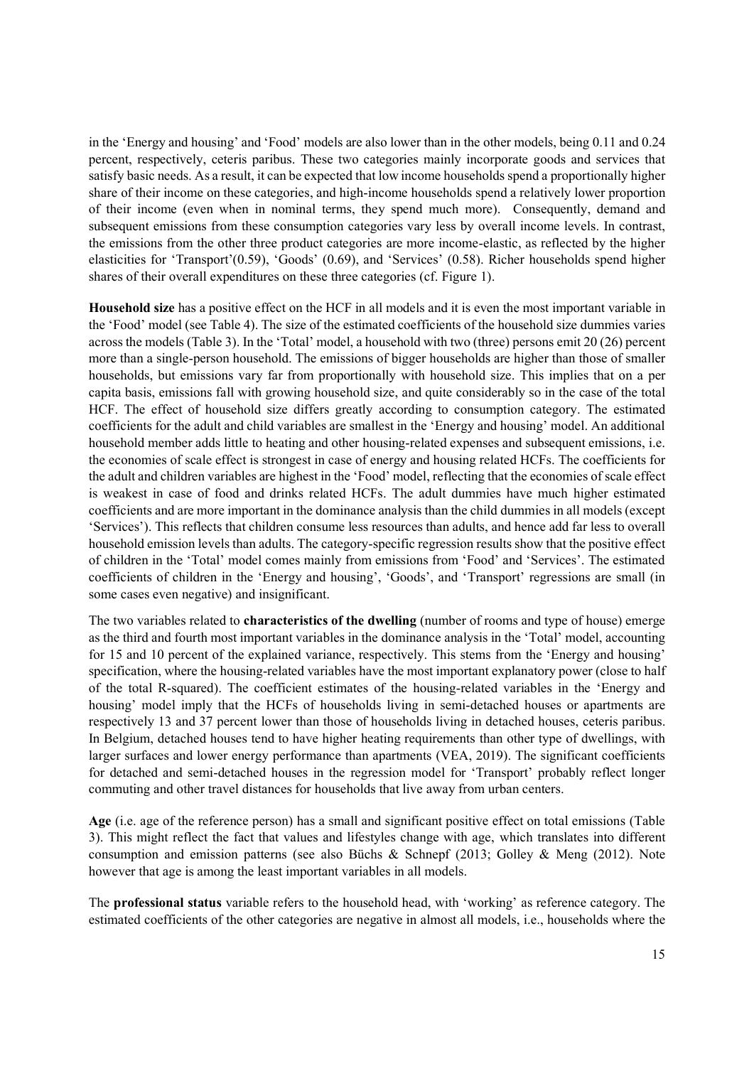in the 'Energy and housing' and 'Food' models are also lower than in the other models, being 0.11 and 0.24 percent, respectively, ceteris paribus. These two categories mainly incorporate goods and services that satisfy basic needs. As a result, it can be expected that low income households spend a proportionally higher share of their income on these categories, and high-income households spend a relatively lower proportion of their income (even when in nominal terms, they spend much more). Consequently, demand and subsequent emissions from these consumption categories vary less by overall income levels. In contrast, the emissions from the other three product categories are more income-elastic, as reflected by the higher elasticities for 'Transport'(0.59), 'Goods' (0.69), and 'Services' (0.58). Richer households spend higher shares of their overall expenditures on these three categories (cf. Figure 1).

**Household size** has a positive effect on the HCF in all models and it is even the most important variable in the 'Food' model (see Table 4). The size of the estimated coefficients of the household size dummies varies across the models (Table 3). In the 'Total' model, a household with two (three) persons emit 20 (26) percent more than a single-person household. The emissions of bigger households are higher than those of smaller households, but emissions vary far from proportionally with household size. This implies that on a per capita basis, emissions fall with growing household size, and quite considerably so in the case of the total HCF. The effect of household size differs greatly according to consumption category. The estimated coefficients for the adult and child variables are smallest in the 'Energy and housing' model. An additional household member adds little to heating and other housing-related expenses and subsequent emissions, i.e. the economies of scale effect is strongest in case of energy and housing related HCFs. The coefficients for the adult and children variables are highest in the 'Food' model, reflecting that the economies of scale effect is weakest in case of food and drinks related HCFs. The adult dummies have much higher estimated coefficients and are more important in the dominance analysis than the child dummies in all models (except 'Services'). This reflects that children consume less resources than adults, and hence add far less to overall household emission levels than adults. The category-specific regression results show that the positive effect of children in the 'Total' model comes mainly from emissions from 'Food' and 'Services'. The estimated coefficients of children in the 'Energy and housing', 'Goods', and 'Transport' regressions are small (in some cases even negative) and insignificant.

The two variables related to **characteristics of the dwelling** (number of rooms and type of house) emerge as the third and fourth most important variables in the dominance analysis in the 'Total' model, accounting for 15 and 10 percent of the explained variance, respectively. This stems from the 'Energy and housing' specification, where the housing-related variables have the most important explanatory power (close to half of the total R-squared). The coefficient estimates of the housing-related variables in the 'Energy and housing' model imply that the HCFs of households living in semi-detached houses or apartments are respectively 13 and 37 percent lower than those of households living in detached houses, ceteris paribus. In Belgium, detached houses tend to have higher heating requirements than other type of dwellings, with larger surfaces and lower energy performance than apartments (VEA, 2019). The significant coefficients for detached and semi-detached houses in the regression model for 'Transport' probably reflect longer commuting and other travel distances for households that live away from urban centers.

**Age** (i.e. age of the reference person) has a small and significant positive effect on total emissions (Table 3). This might reflect the fact that values and lifestyles change with age, which translates into different consumption and emission patterns (see also Büchs & Schnepf (2013; Golley & Meng (2012). Note however that age is among the least important variables in all models.

The **professional status** variable refers to the household head, with 'working' as reference category. The estimated coefficients of the other categories are negative in almost all models, i.e., households where the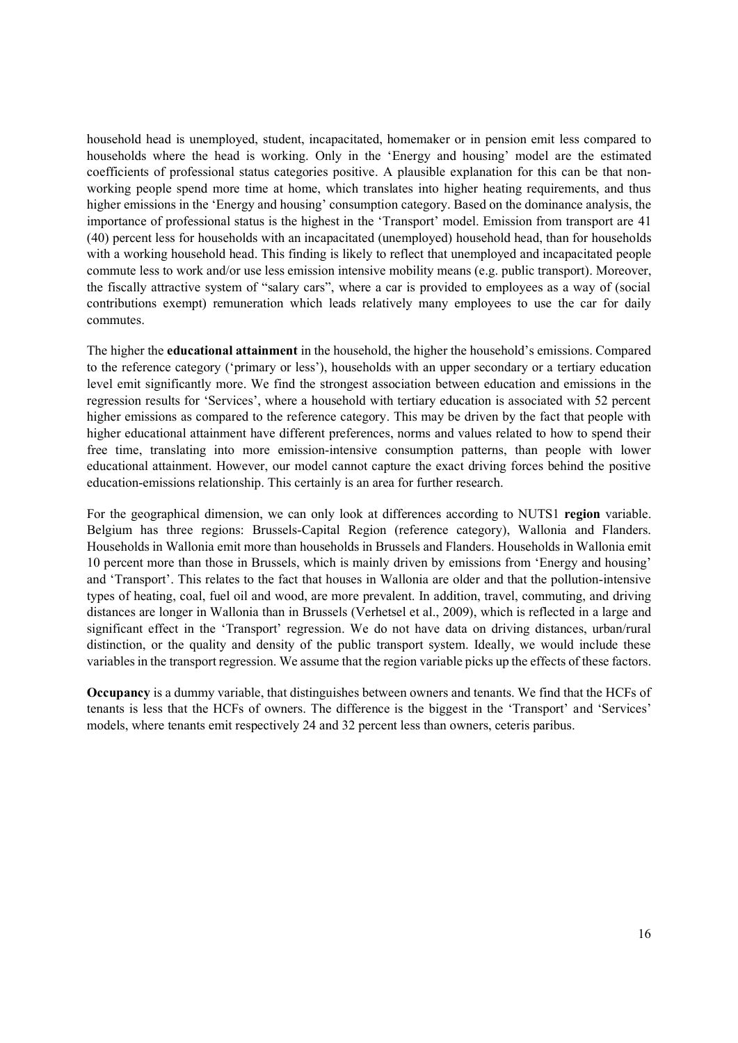household head is unemployed, student, incapacitated, homemaker or in pension emit less compared to households where the head is working. Only in the 'Energy and housing' model are the estimated coefficients of professional status categories positive. A plausible explanation for this can be that non-working people spend more time at home, which translates into higher heating requirements, and thus higher emissions in the 'Energy and housing' consumption category. Based on the dominance analysis, the importance of professional status is the highest in the 'Transport' model. Emission from transport are 41 (40) percent less for households with an incapacitated (unemployed) household head, than for households with a working household head. This finding is likely to reflect that unemployed and incapacitated people commute less to work and/or use less emission intensive mobility means (e.g. public transport). Moreover, the fiscally attractive system of "salary cars", where a car is provided to employees as a way of (social contributions exempt) remuneration which leads relatively many employees to use the car for daily commutes.

The higher the **educational attainment** in the household, the higher the household's emissions. Compared to the reference category ('primary or less'), households with an upper secondary or a tertiary education level emit significantly more. We find the strongest association between education and emissions in the regression results for 'Services', where a household with tertiary education is associated with 52 percent higher emissions as compared to the reference category. This may be driven by the fact that people with higher educational attainment have different preferences, norms and values related to how to spend their free time, translating into more emission-intensive consumption patterns, than people with lower educational attainment. However, our model cannot capture the exact driving forces behind the positive education-emissions relationship. This certainly is an area for further research.

For the geographical dimension, we can only look at differences according to NUTS1 **region** variable. Belgium has three regions: Brussels-Capital Region (reference category), Wallonia and Flanders. Households in Wallonia emit more than households in Brussels and Flanders. Households in Wallonia emit 10 percent more than those in Brussels, which is mainly driven by emissions from 'Energy and housing' and 'Transport'. This relates to the fact that houses in Wallonia are older and that the pollution-intensive types of heating, coal, fuel oil and wood, are more prevalent. In addition, travel, commuting, and driving distances are longer in Wallonia than in Brussels (Verhetsel et al., 2009), which is reflected in a large and significant effect in the 'Transport' regression. We do not have data on driving distances, urban/rural distinction, or the quality and density of the public transport system. Ideally, we would include these variables in the transport regression. We assume that the region variable picks up the effects of these factors.

**Occupancy** is a dummy variable, that distinguishes between owners and tenants. We find that the HCFs of tenants is less that the HCFs of owners. The difference is the biggest in the 'Transport' and 'Services' models, where tenants emit respectively 24 and 32 percent less than owners, ceteris paribus.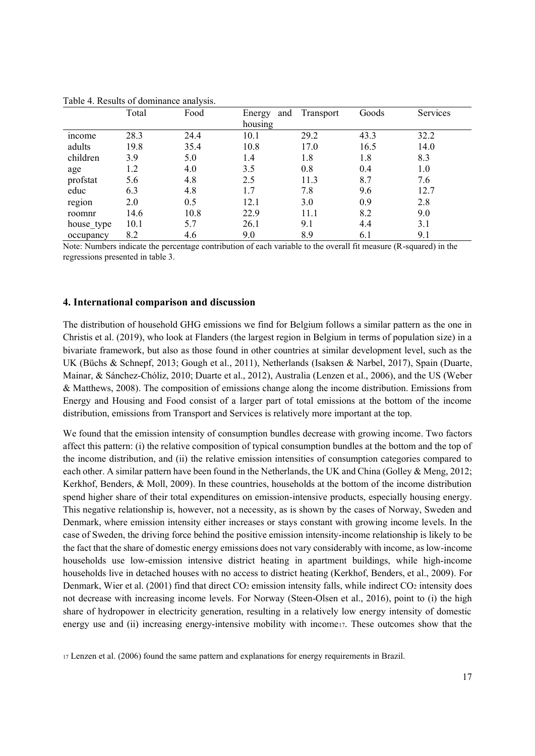Table 4. Results of dominance analysis.

|  | Total | Food | Energy and housing | Transport | Goods | Services |
|---|---|---|---|---|---|---|
| income | 28.3 | 24.4 | 10.1 | 29.2 | 43.3 | 32.2 |
| adults | 19.8 | 35.4 | 10.8 | 17.0 | 16.5 | 14.0 |
| children | 3.9 | 5.0 | 1.4 | 1.8 | 1.8 | 8.3 |
| age | 1.2 | 4.0 | 3.5 | 0.8 | 0.4 | 1.0 |
| profstat | 5.6 | 4.8 | 2.5 | 11.3 | 8.7 | 7.6 |
| educ | 6.3 | 4.8 | 1.7 | 7.8 | 9.6 | 12.7 |
| region | 2.0 | 0.5 | 12.1 | 3.0 | 0.9 | 2.8 |
| roomnr | 14.6 | 10.8 | 22.9 | 11.1 | 8.2 | 9.0 |
| house_type | 10.1 | 5.7 | 26.1 | 9.1 | 4.4 | 3.1 |
| occupancy | 8.2 | 4.6 | 9.0 | 8.9 | 6.1 | 9.1 |

Note: Numbers indicate the percentage contribution of each variable to the overall fit measure (R-squared) in the regressions presented in table 3.

## 4. International comparison and discussion

The distribution of household GHG emissions we find for Belgium follows a similar pattern as the one in Christis et al. (2019), who look at Flanders (the largest region in Belgium in terms of population size) in a bivariate framework, but also as those found in other countries at similar development level, such as the UK (Büchs & Schnepf, 2013; Gough et al., 2011), Netherlands (Isaksen & Narbel, 2017), Spain (Duarte, Mainar, & Sánchez-Chóliz, 2010; Duarte et al., 2012), Australia (Lenzen et al., 2006), and the US (Weber & Matthews, 2008). The composition of emissions change along the income distribution. Emissions from Energy and Housing and Food consist of a larger part of total emissions at the bottom of the income distribution, emissions from Transport and Services is relatively more important at the top.

We found that the emission intensity of consumption bundles decrease with growing income. Two factors affect this pattern: (i) the relative composition of typical consumption bundles at the bottom and the top of the income distribution, and (ii) the relative emission intensities of consumption categories compared to each other. A similar pattern have been found in the Netherlands, the UK and China (Golley & Meng, 2012; Kerkhof, Benders, & Moll, 2009). In these countries, households at the bottom of the income distribution spend higher share of their total expenditures on emission-intensive products, especially housing energy. This negative relationship is, however, not a necessity, as is shown by the cases of Norway, Sweden and Denmark, where emission intensity either increases or stays constant with growing income levels. In the case of Sweden, the driving force behind the positive emission intensity-income relationship is likely to be the fact that the share of domestic energy emissions does not vary considerably with income, as low-income households use low-emission intensive district heating in apartment buildings, while high-income households live in detached houses with no access to district heating (Kerkhof, Benders, et al., 2009). For Denmark, Wier et al. (2001) find that direct $CO_2$ emission intensity falls, while indirect $CO_2$ intensity does not decrease with increasing income levels. For Norway (Steen-Olsen et al., 2016), point to (i) the high share of hydropower in electricity generation, resulting in a relatively low energy intensity of domestic energy use and (ii) increasing energy-intensive mobility with income[17]. These outcomes show that the

[17] Lenzen et al. (2006) found the same pattern and explanations for energy requirements in Brazil.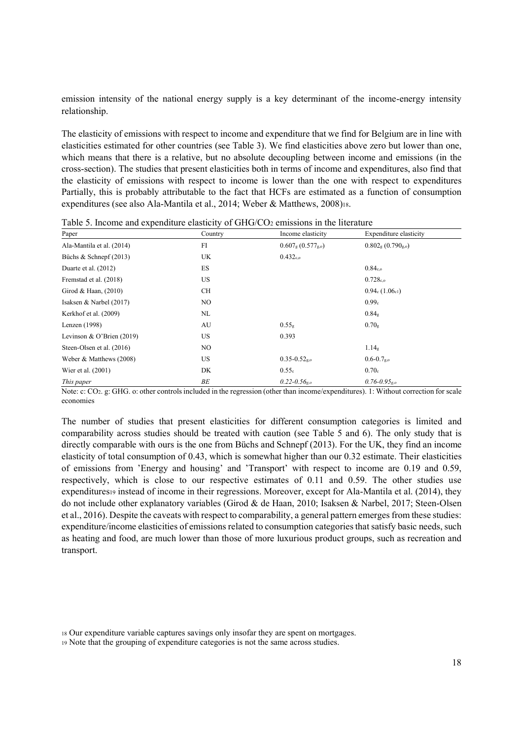emission intensity of the national energy supply is a key determinant of the income-energy intensity relationship.

The elasticity of emissions with respect to income and expenditure that we find for Belgium are in line with elasticities estimated for other countries (see Table 3). We find elasticities above zero but lower than one, which means that there is a relative, but no absolute decoupling between income and emissions (in the cross-section). The studies that present elasticities both in terms of income and expenditures, also find that the elasticity of emissions with respect to income is lower than the one with respect to expenditures Partially, this is probably attributable to the fact that HCFs are estimated as a function of consumption expenditures (see also Ala-Mantila et al., 2014; Weber & Matthews, 2008)[18].

Table 5. Income and expenditure elasticity of GHG/$CO_2$ emissions in the literature

| Paper | Country | Income elasticity | Expenditure elasticity |
|---|---|---|---|
| Ala-Mantila et al. (2014) | FI | $0.607_{g}$ ($0.577_{g,o}$) | $0.802_{g}$ ($0.790_{g,o}$) |
| Büchs & Schnepf (2013) | UK | $0.432_{c,o}$ | |
| Duarte et al. (2012) | ES | | $0.84_{c,o}$ |
| Fremstad et al. (2018) | US | | $0.728_{c,o}$ |
| Girod & Haan, (2010) | CH | | $0.94_{c}$ ($1.06_{c1}$) |
| Isaksen & Narbel (2017) | NO | | $0.99_{c}$ |
| Kerkhof et al. (2009) | NL | | $0.84_{g}$ |
| Lenzen (1998) | AU | $0.55_{g}$ | $0.70_{g}$ |
| Levinson & O'Brien (2019) | US | 0.393 | |
| Steen-Olsen et al. (2016) | NO | | $1.14_{g}$ |
| Weber & Matthews (2008) | US | $0.35\text{-}0.52_{g,o}$ | $0.6\text{-}0.7_{g,o}$ |
| Wier et al. (2001) | DK | $0.55_{c}$ | $0.70_{c}$ |
| *This paper* | *BE* | $0.22\text{-}0.56_{g,o}$ | $0.76\text{-}0.95_{g,o}$ |

Note: c: $CO_2$. g: GHG. o: other controls included in the regression (other than income/expenditures). 1: Without correction for scale economies

The number of studies that present elasticities for different consumption categories is limited and comparability across studies should be treated with caution (see Table 5 and 6). The only study that is directly comparable with ours is the one from Büchs and Schnepf (2013). For the UK, they find an income elasticity of total consumption of 0.43, which is somewhat higher than our 0.32 estimate. Their elasticities of emissions from 'Energy and housing' and 'Transport' with respect to income are 0.19 and 0.59, respectively, which is close to our respective estimates of 0.11 and 0.59. The other studies use expenditures[19] instead of income in their regressions. Moreover, except for Ala-Mantila et al. (2014), they do not include other explanatory variables (Girod & de Haan, 2010; Isaksen & Narbel, 2017; Steen-Olsen et al., 2016). Despite the caveats with respect to comparability, a general pattern emerges from these studies: expenditure/income elasticities of emissions related to consumption categories that satisfy basic needs, such as heating and food, are much lower than those of more luxurious product groups, such as recreation and transport.

[18] Our expenditure variable captures savings only insofar they are spent on mortgages.

[19] Note that the grouping of expenditure categories is not the same across studies.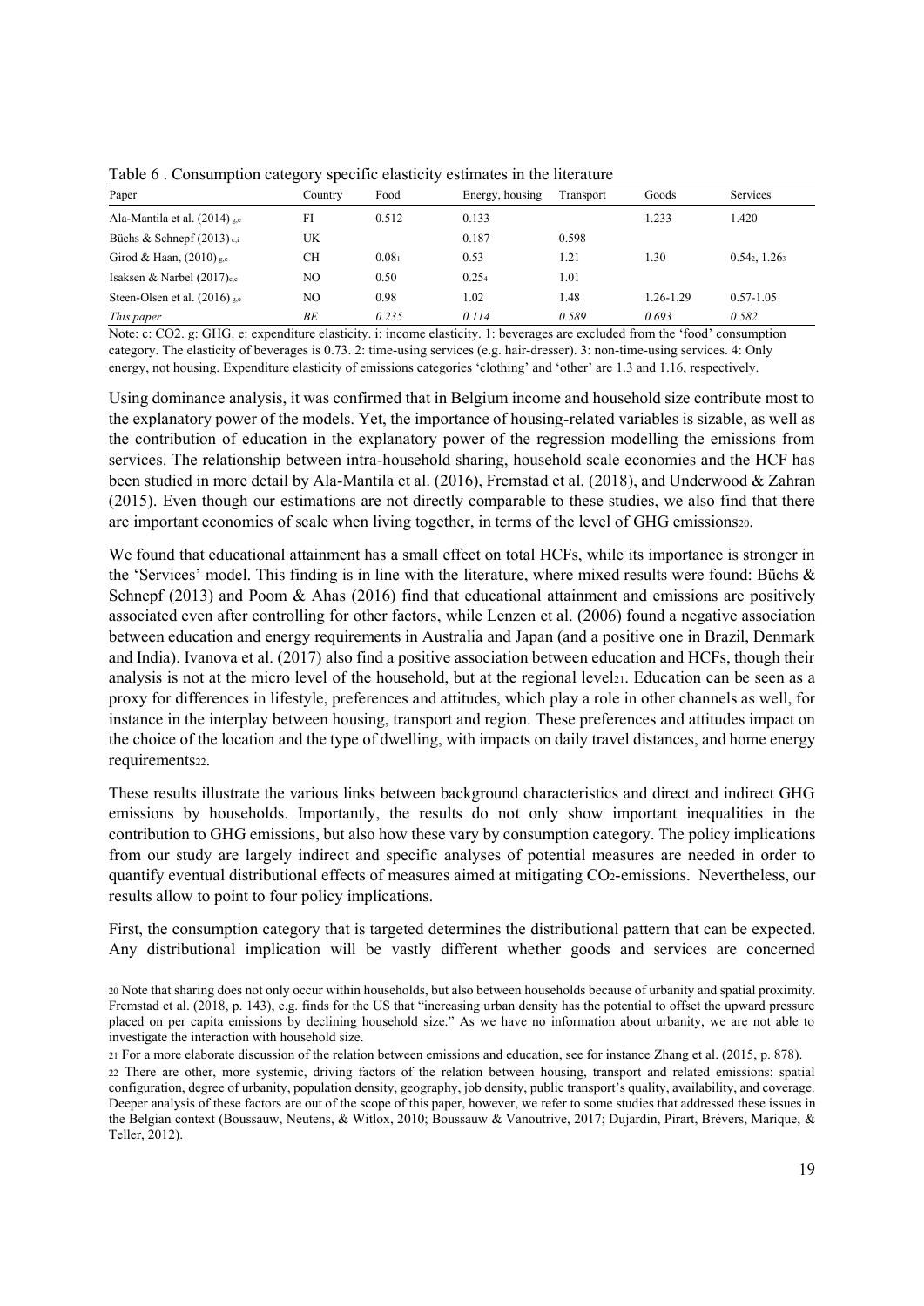Table 6 . Consumption category specific elasticity estimates in the literature

| Paper | Country | Food | Energy, housing | Transport | Goods | Services |
|---|---|---|---|---|---|---|
| Ala-Mantila et al. (2014) $_{g,e}$ | FI | 0.512 | 0.133 | | 1.233 | 1.420 |
| Büchs & Schnepf (2013) $_{c,i}$ | UK | | 0.187 | 0.598 | | |
| Girod & Haan, (2010) $_{g,e}$ | CH | 0.08[1] | 0.53 | 1.21 | 1.30 | 0.54[2], 1.26[3] |
| Isaksen & Narbel (2017) $_{c,e}$ | NO | 0.50 | 0.25[4] | 1.01 | | |
| Steen-Olsen et al. (2016) $_{g,e}$ | NO | 0.98 | 1.02 | 1.48 | 1.26-1.29 | 0.57-1.05 |
| *This paper* | *BE* | *0.235* | *0.114* | *0.589* | *0.693* | *0.582* |

Note: c: CO2. g: GHG. e: expenditure elasticity. i: income elasticity. 1: beverages are excluded from the 'food' consumption category. The elasticity of beverages is 0.73. 2: time-using services (e.g. hair-dresser). 3: non-time-using services. 4: Only energy, not housing. Expenditure elasticity of emissions categories 'clothing' and 'other' are 1.3 and 1.16, respectively.

Using dominance analysis, it was confirmed that in Belgium income and household size contribute most to the explanatory power of the models. Yet, the importance of housing-related variables is sizable, as well as the contribution of education in the explanatory power of the regression modelling the emissions from services. The relationship between intra-household sharing, household scale economies and the HCF has been studied in more detail by Ala-Mantila et al. (2016), Fremstad et al. (2018), and Underwood & Zahran (2015). Even though our estimations are not directly comparable to these studies, we also find that there are important economies of scale when living together, in terms of the level of GHG emissions[20].

We found that educational attainment has a small effect on total HCFs, while its importance is stronger in the 'Services' model. This finding is in line with the literature, where mixed results were found: Büchs & Schnepf (2013) and Poom & Ahas (2016) find that educational attainment and emissions are positively associated even after controlling for other factors, while Lenzen et al. (2006) found a negative association between education and energy requirements in Australia and Japan (and a positive one in Brazil, Denmark and India). Ivanova et al. (2017) also find a positive association between education and HCFs, though their analysis is not at the micro level of the household, but at the regional level[21]. Education can be seen as a proxy for differences in lifestyle, preferences and attitudes, which play a role in other channels as well, for instance in the interplay between housing, transport and region. These preferences and attitudes impact on the choice of the location and the type of dwelling, with impacts on daily travel distances, and home energy requirements[22].

These results illustrate the various links between background characteristics and direct and indirect GHG emissions by households. Importantly, the results do not only show important inequalities in the contribution to GHG emissions, but also how these vary by consumption category. The policy implications from our study are largely indirect and specific analyses of potential measures are needed in order to quantify eventual distributional effects of measures aimed at mitigating $CO_2$-emissions. Nevertheless, our results allow to point to four policy implications.

First, the consumption category that is targeted determines the distributional pattern that can be expected. Any distributional implication will be vastly different whether goods and services are concerned

[20] Note that sharing does not only occur within households, but also between households because of urbanity and spatial proximity. Fremstad et al. (2018, p. 143), e.g. finds for the US that "increasing urban density has the potential to offset the upward pressure placed on per capita emissions by declining household size." As we have no information about urbanity, we are not able to investigate the interaction with household size.

[21] For a more elaborate discussion of the relation between emissions and education, see for instance Zhang et al. (2015, p. 878).

[22] There are other, more systemic, driving factors of the relation between housing, transport and related emissions: spatial configuration, degree of urbanity, population density, geography, job density, public transport's quality, availability, and coverage. Deeper analysis of these factors are out of the scope of this paper, however, we refer to some studies that addressed these issues in the Belgian context (Boussauw, Neutens, & Witlox, 2010; Boussauw & Vanoutrive, 2017; Dujardin, Pirart, Brévers, Marique, & Teller, 2012).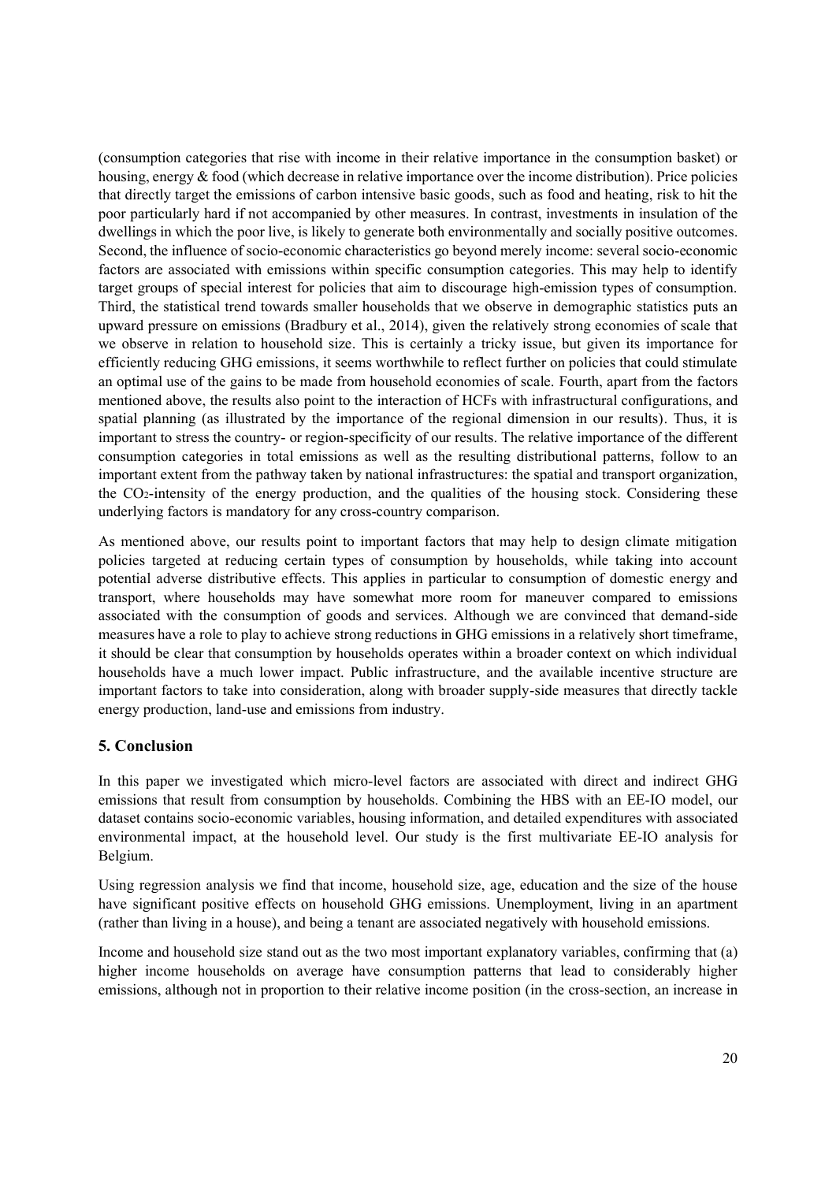(consumption categories that rise with income in their relative importance in the consumption basket) or housing, energy & food (which decrease in relative importance over the income distribution). Price policies that directly target the emissions of carbon intensive basic goods, such as food and heating, risk to hit the poor particularly hard if not accompanied by other measures. In contrast, investments in insulation of the dwellings in which the poor live, is likely to generate both environmentally and socially positive outcomes. Second, the influence of socio-economic characteristics go beyond merely income: several socio-economic factors are associated with emissions within specific consumption categories. This may help to identify target groups of special interest for policies that aim to discourage high-emission types of consumption. Third, the statistical trend towards smaller households that we observe in demographic statistics puts an upward pressure on emissions (Bradbury et al., 2014), given the relatively strong economies of scale that we observe in relation to household size. This is certainly a tricky issue, but given its importance for efficiently reducing GHG emissions, it seems worthwhile to reflect further on policies that could stimulate an optimal use of the gains to be made from household economies of scale. Fourth, apart from the factors mentioned above, the results also point to the interaction of HCFs with infrastructural configurations, and spatial planning (as illustrated by the importance of the regional dimension in our results). Thus, it is important to stress the country- or region-specificity of our results. The relative importance of the different consumption categories in total emissions as well as the resulting distributional patterns, follow to an important extent from the pathway taken by national infrastructures: the spatial and transport organization, the $CO_2$-intensity of the energy production, and the qualities of the housing stock. Considering these underlying factors is mandatory for any cross-country comparison.

As mentioned above, our results point to important factors that may help to design climate mitigation policies targeted at reducing certain types of consumption by households, while taking into account potential adverse distributive effects. This applies in particular to consumption of domestic energy and transport, where households may have somewhat more room for maneuver compared to emissions associated with the consumption of goods and services. Although we are convinced that demand-side measures have a role to play to achieve strong reductions in GHG emissions in a relatively short timeframe, it should be clear that consumption by households operates within a broader context on which individual households have a much lower impact. Public infrastructure, and the available incentive structure are important factors to take into consideration, along with broader supply-side measures that directly tackle energy production, land-use and emissions from industry.

## 5. Conclusion

In this paper we investigated which micro-level factors are associated with direct and indirect GHG emissions that result from consumption by households. Combining the HBS with an EE-IO model, our dataset contains socio-economic variables, housing information, and detailed expenditures with associated environmental impact, at the household level. Our study is the first multivariate EE-IO analysis for Belgium.

Using regression analysis we find that income, household size, age, education and the size of the house have significant positive effects on household GHG emissions. Unemployment, living in an apartment (rather than living in a house), and being a tenant are associated negatively with household emissions.

Income and household size stand out as the two most important explanatory variables, confirming that (a) higher income households on average have consumption patterns that lead to considerably higher emissions, although not in proportion to their relative income position (in the cross-section, an increase in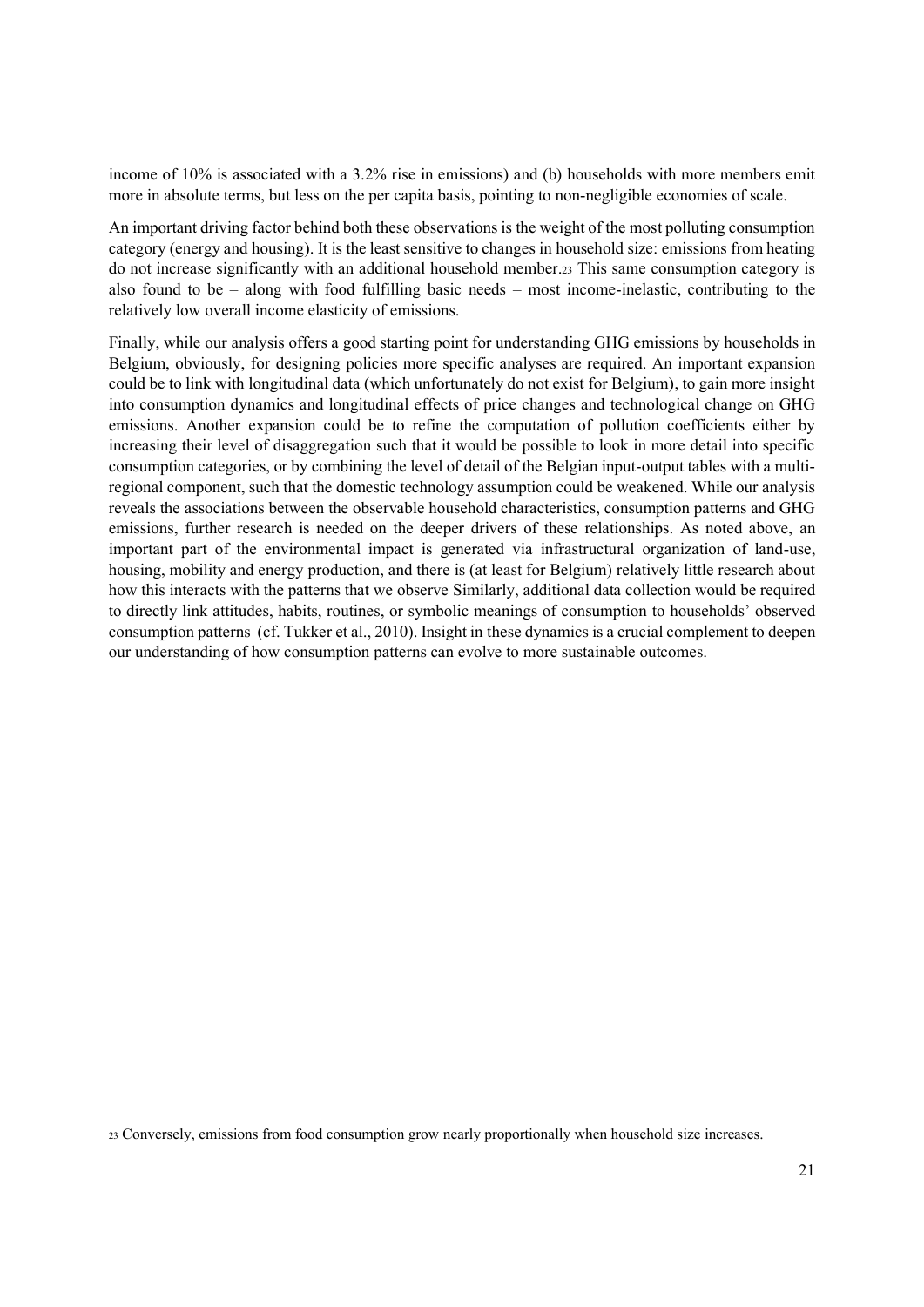income of 10% is associated with a 3.2% rise in emissions) and (b) households with more members emit more in absolute terms, but less on the per capita basis, pointing to non-negligible economies of scale.

An important driving factor behind both these observations is the weight of the most polluting consumption category (energy and housing). It is the least sensitive to changes in household size: emissions from heating do not increase significantly with an additional household member.[23] This same consumption category is also found to be – along with food fulfilling basic needs – most income-inelastic, contributing to the relatively low overall income elasticity of emissions.

Finally, while our analysis offers a good starting point for understanding GHG emissions by households in Belgium, obviously, for designing policies more specific analyses are required. An important expansion could be to link with longitudinal data (which unfortunately do not exist for Belgium), to gain more insight into consumption dynamics and longitudinal effects of price changes and technological change on GHG emissions. Another expansion could be to refine the computation of pollution coefficients either by increasing their level of disaggregation such that it would be possible to look in more detail into specific consumption categories, or by combining the level of detail of the Belgian input-output tables with a multi-regional component, such that the domestic technology assumption could be weakened. While our analysis reveals the associations between the observable household characteristics, consumption patterns and GHG emissions, further research is needed on the deeper drivers of these relationships. As noted above, an important part of the environmental impact is generated via infrastructural organization of land-use, housing, mobility and energy production, and there is (at least for Belgium) relatively little research about how this interacts with the patterns that we observe Similarly, additional data collection would be required to directly link attitudes, habits, routines, or symbolic meanings of consumption to households' observed consumption patterns (cf. Tukker et al., 2010). Insight in these dynamics is a crucial complement to deepen our understanding of how consumption patterns can evolve to more sustainable outcomes.

[23] Conversely, emissions from food consumption grow nearly proportionally when household size increases.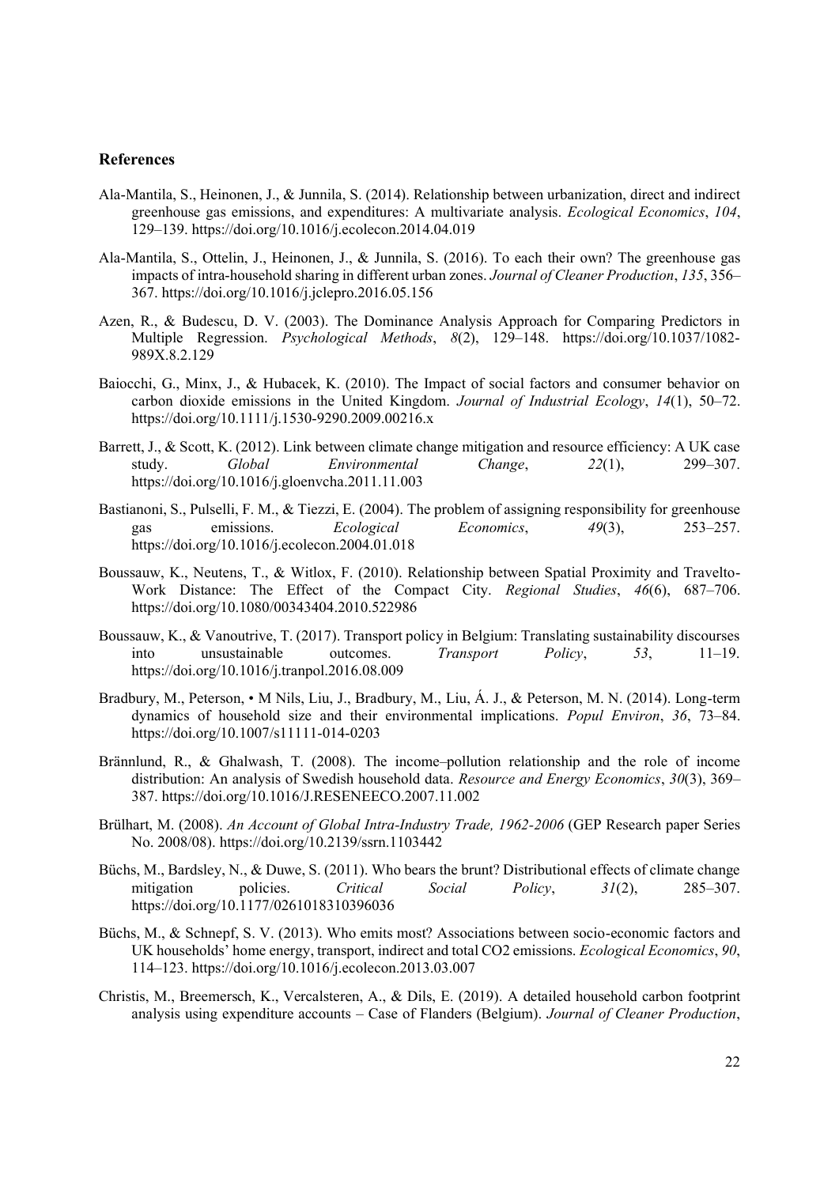## References

Ala-Mantila, S., Heinonen, J., & Junnila, S. (2014). Relationship between urbanization, direct and indirect greenhouse gas emissions, and expenditures: A multivariate analysis. *Ecological Economics*, *104*, 129–139. https://doi.org/10.1016/j.ecolecon.2014.04.019

Ala-Mantila, S., Ottelin, J., Heinonen, J., & Junnila, S. (2016). To each their own? The greenhouse gas impacts of intra-household sharing in different urban zones. *Journal of Cleaner Production*, *135*, 356–367. https://doi.org/10.1016/j.jclepro.2016.05.156

Azen, R., & Budescu, D. V. (2003). The Dominance Analysis Approach for Comparing Predictors in Multiple Regression. *Psychological Methods*, *8*(2), 129–148. https://doi.org/10.1037/1082-989X.8.2.129

Baiocchi, G., Minx, J., & Hubacek, K. (2010). The Impact of social factors and consumer behavior on carbon dioxide emissions in the United Kingdom. *Journal of Industrial Ecology*, *14*(1), 50–72. https://doi.org/10.1111/j.1530-9290.2009.00216.x

Barrett, J., & Scott, K. (2012). Link between climate change mitigation and resource efficiency: A UK case study. *Global Environmental Change*, *22*(1), 299–307. https://doi.org/10.1016/j.gloenvcha.2011.11.003

Bastianoni, S., Pulselli, F. M., & Tiezzi, E. (2004). The problem of assigning responsibility for greenhouse gas emissions. *Ecological Economics*, *49*(3), 253–257. https://doi.org/10.1016/j.ecolecon.2004.01.018

Boussauw, K., Neutens, T., & Witlox, F. (2010). Relationship between Spatial Proximity and Travelto-Work Distance: The Effect of the Compact City. *Regional Studies*, *46*(6), 687–706. https://doi.org/10.1080/00343404.2010.522986

Boussauw, K., & Vanoutrive, T. (2017). Transport policy in Belgium: Translating sustainability discourses into unsustainable outcomes. *Transport Policy*, *53*, 11–19. https://doi.org/10.1016/j.tranpol.2016.08.009

Bradbury, M., Peterson, • M Nils, Liu, J., Bradbury, M., Liu, Á. J., & Peterson, M. N. (2014). Long-term dynamics of household size and their environmental implications. *Popul Environ*, *36*, 73–84. https://doi.org/10.1007/s11111-014-0203

Brännlund, R., & Ghalwash, T. (2008). The income–pollution relationship and the role of income distribution: An analysis of Swedish household data. *Resource and Energy Economics*, *30*(3), 369–387. https://doi.org/10.1016/J.RESENEECO.2007.11.002

Brülhart, M. (2008). *An Account of Global Intra-Industry Trade, 1962-2006* (GEP Research paper Series No. 2008/08). https://doi.org/10.2139/ssrn.1103442

Büchs, M., Bardsley, N., & Duwe, S. (2011). Who bears the brunt? Distributional effects of climate change mitigation policies. *Critical Social Policy*, *31*(2), 285–307. https://doi.org/10.1177/0261018310396036

Büchs, M., & Schnepf, S. V. (2013). Who emits most? Associations between socio-economic factors and UK households' home energy, transport, indirect and total CO2 emissions. *Ecological Economics*, *90*, 114–123. https://doi.org/10.1016/j.ecolecon.2013.03.007

Christis, M., Breemersch, K., Vercalsteren, A., & Dils, E. (2019). A detailed household carbon footprint analysis using expenditure accounts – Case of Flanders (Belgium). *Journal of Cleaner Production*,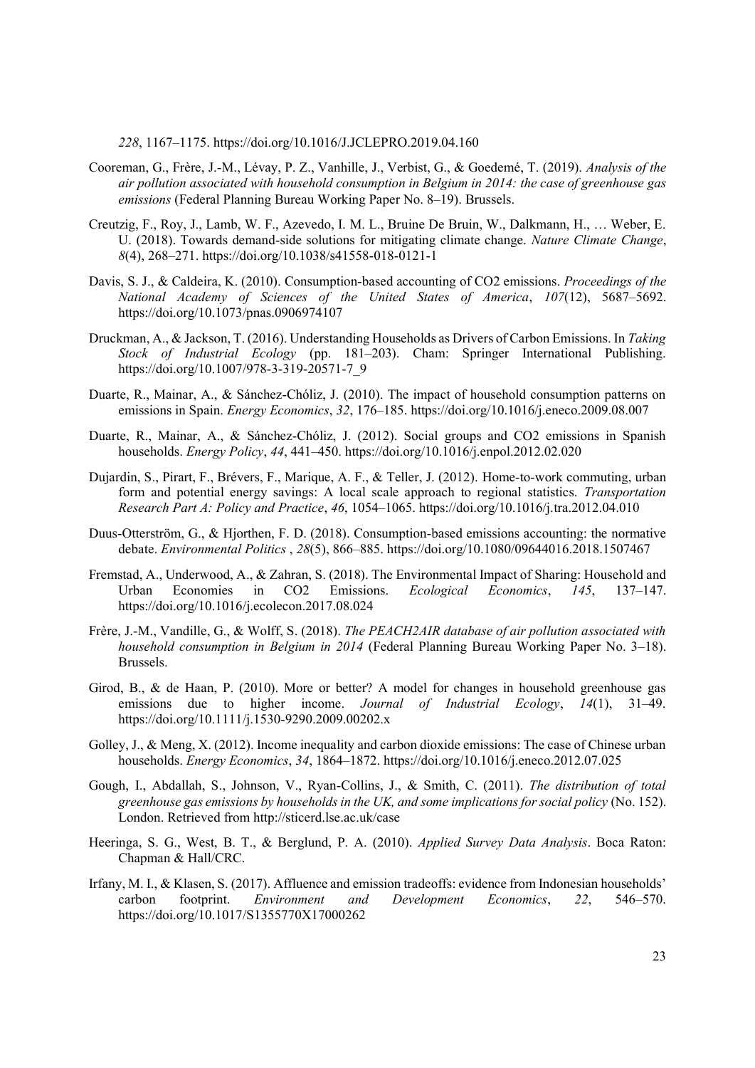*228*, 1167–1175. https://doi.org/10.1016/J.JCLEPRO.2019.04.160

Cooreman, G., Frère, J.-M., Lévay, P. Z., Vanhille, J., Verbist, G., & Goedemé, T. (2019). *Analysis of the air pollution associated with household consumption in Belgium in 2014: the case of greenhouse gas emissions* (Federal Planning Bureau Working Paper No. 8–19). Brussels.

Creutzig, F., Roy, J., Lamb, W. F., Azevedo, I. M. L., Bruine De Bruin, W., Dalkmann, H., … Weber, E. U. (2018). Towards demand-side solutions for mitigating climate change. *Nature Climate Change*, *8*(4), 268–271. https://doi.org/10.1038/s41558-018-0121-1

Davis, S. J., & Caldeira, K. (2010). Consumption-based accounting of CO2 emissions. *Proceedings of the National Academy of Sciences of the United States of America*, *107*(12), 5687–5692. https://doi.org/10.1073/pnas.0906974107

Druckman, A., & Jackson, T. (2016). Understanding Households as Drivers of Carbon Emissions. In *Taking Stock of Industrial Ecology* (pp. 181–203). Cham: Springer International Publishing. https://doi.org/10.1007/978-3-319-20571-7_9

Duarte, R., Mainar, A., & Sánchez-Chóliz, J. (2010). The impact of household consumption patterns on emissions in Spain. *Energy Economics*, *32*, 176–185. https://doi.org/10.1016/j.eneco.2009.08.007

Duarte, R., Mainar, A., & Sánchez-Chóliz, J. (2012). Social groups and CO2 emissions in Spanish households. *Energy Policy*, *44*, 441–450. https://doi.org/10.1016/j.enpol.2012.02.020

Dujardin, S., Pirart, F., Brévers, F., Marique, A. F., & Teller, J. (2012). Home-to-work commuting, urban form and potential energy savings: A local scale approach to regional statistics. *Transportation Research Part A: Policy and Practice*, *46*, 1054–1065. https://doi.org/10.1016/j.tra.2012.04.010

Duus-Otterström, G., & Hjorthen, F. D. (2018). Consumption-based emissions accounting: the normative debate. *Environmental Politics* , *28*(5), 866–885. https://doi.org/10.1080/09644016.2018.1507467

Fremstad, A., Underwood, A., & Zahran, S. (2018). The Environmental Impact of Sharing: Household and Urban Economies in CO2 Emissions. *Ecological Economics*, *145*, 137–147. https://doi.org/10.1016/j.ecolecon.2017.08.024

Frère, J.-M., Vandille, G., & Wolff, S. (2018). *The PEACH2AIR database of air pollution associated with household consumption in Belgium in 2014* (Federal Planning Bureau Working Paper No. 3–18). Brussels.

Girod, B., & de Haan, P. (2010). More or better? A model for changes in household greenhouse gas emissions due to higher income. *Journal of Industrial Ecology*, *14*(1), 31–49. https://doi.org/10.1111/j.1530-9290.2009.00202.x

Golley, J., & Meng, X. (2012). Income inequality and carbon dioxide emissions: The case of Chinese urban households. *Energy Economics*, *34*, 1864–1872. https://doi.org/10.1016/j.eneco.2012.07.025

Gough, I., Abdallah, S., Johnson, V., Ryan-Collins, J., & Smith, C. (2011). *The distribution of total greenhouse gas emissions by households in the UK, and some implications for social policy* (No. 152). London. Retrieved from http://sticerd.lse.ac.uk/case

Heeringa, S. G., West, B. T., & Berglund, P. A. (2010). *Applied Survey Data Analysis*. Boca Raton: Chapman & Hall/CRC.

Irfany, M. I., & Klasen, S. (2017). Affluence and emission tradeoffs: evidence from Indonesian households' carbon footprint. *Environment and Development Economics*, *22*, 546–570. https://doi.org/10.1017/S1355770X17000262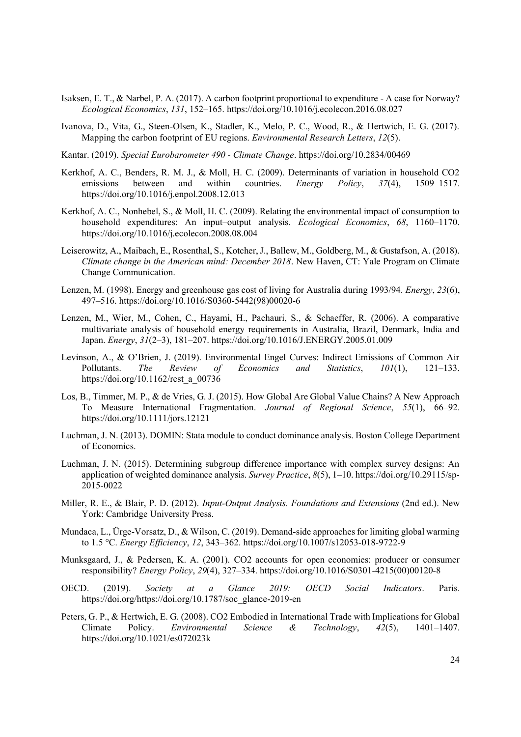Isaksen, E. T., & Narbel, P. A. (2017). A carbon footprint proportional to expenditure - A case for Norway? *Ecological Economics*, *131*, 152–165. https://doi.org/10.1016/j.ecolecon.2016.08.027

Ivanova, D., Vita, G., Steen-Olsen, K., Stadler, K., Melo, P. C., Wood, R., & Hertwich, E. G. (2017). Mapping the carbon footprint of EU regions. *Environmental Research Letters*, *12*(5).

Kantar. (2019). *Special Eurobarometer 490 - Climate Change*. https://doi.org/10.2834/00469

Kerkhof, A. C., Benders, R. M. J., & Moll, H. C. (2009). Determinants of variation in household CO2 emissions between and within countries. *Energy Policy*, *37*(4), 1509–1517. https://doi.org/10.1016/j.enpol.2008.12.013

Kerkhof, A. C., Nonhebel, S., & Moll, H. C. (2009). Relating the environmental impact of consumption to household expenditures: An input–output analysis. *Ecological Economics*, *68*, 1160–1170. https://doi.org/10.1016/j.ecolecon.2008.08.004

Leiserowitz, A., Maibach, E., Rosenthal, S., Kotcher, J., Ballew, M., Goldberg, M., & Gustafson, A. (2018). *Climate change in the American mind: December 2018*. New Haven, CT: Yale Program on Climate Change Communication.

Lenzen, M. (1998). Energy and greenhouse gas cost of living for Australia during 1993/94. *Energy*, *23*(6), 497–516. https://doi.org/10.1016/S0360-5442(98)00020-6

Lenzen, M., Wier, M., Cohen, C., Hayami, H., Pachauri, S., & Schaeffer, R. (2006). A comparative multivariate analysis of household energy requirements in Australia, Brazil, Denmark, India and Japan. *Energy*, *31*(2–3), 181–207. https://doi.org/10.1016/J.ENERGY.2005.01.009

Levinson, A., & O'Brien, J. (2019). Environmental Engel Curves: Indirect Emissions of Common Air Pollutants. *The Review of Economics and Statistics*, *101*(1), 121–133. https://doi.org/10.1162/rest_a_00736

Los, B., Timmer, M. P., & de Vries, G. J. (2015). How Global Are Global Value Chains? A New Approach To Measure International Fragmentation. *Journal of Regional Science*, *55*(1), 66–92. https://doi.org/10.1111/jors.12121

Luchman, J. N. (2013). DOMIN: Stata module to conduct dominance analysis. Boston College Department of Economics.

Luchman, J. N. (2015). Determining subgroup difference importance with complex survey designs: An application of weighted dominance analysis. *Survey Practice*, *8*(5), 1–10. https://doi.org/10.29115/sp-2015-0022

Miller, R. E., & Blair, P. D. (2012). *Input-Output Analysis. Foundations and Extensions* (2nd ed.). New York: Cambridge University Press.

Mundaca, L., Ürge-Vorsatz, D., & Wilson, C. (2019). Demand-side approaches for limiting global warming to 1.5 °C. *Energy Efficiency*, *12*, 343–362. https://doi.org/10.1007/s12053-018-9722-9

Munksgaard, J., & Pedersen, K. A. (2001). CO2 accounts for open economies: producer or consumer responsibility? *Energy Policy*, *29*(4), 327–334. https://doi.org/10.1016/S0301-4215(00)00120-8

OECD. (2019). *Society at a Glance 2019: OECD Social Indicators*. Paris. https://doi.org/https://doi.org/10.1787/soc_glance-2019-en

Peters, G. P., & Hertwich, E. G. (2008). CO2 Embodied in International Trade with Implications for Global Climate Policy. *Environmental Science & Technology*, *42*(5), 1401–1407. https://doi.org/10.1021/es072023k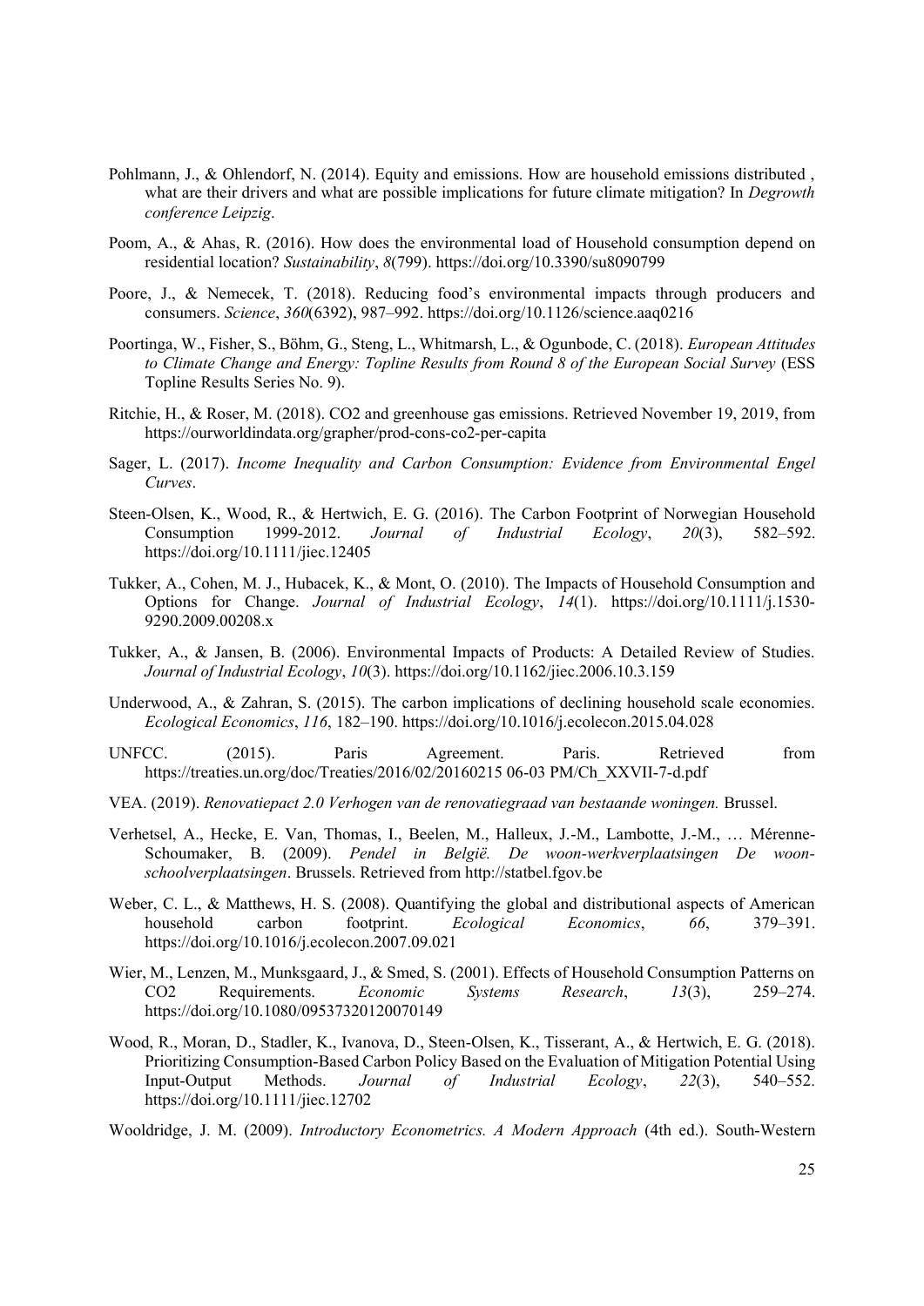Pohlmann, J., & Ohlendorf, N. (2014). Equity and emissions. How are household emissions distributed , what are their drivers and what are possible implications for future climate mitigation? In *Degrowth conference Leipzig*.

Poom, A., & Ahas, R. (2016). How does the environmental load of Household consumption depend on residential location? *Sustainability*, *8*(799). https://doi.org/10.3390/su8090799

Poore, J., & Nemecek, T. (2018). Reducing food's environmental impacts through producers and consumers. *Science*, *360*(6392), 987–992. https://doi.org/10.1126/science.aaq0216

Poortinga, W., Fisher, S., Böhm, G., Steng, L., Whitmarsh, L., & Ogunbode, C. (2018). *European Attitudes to Climate Change and Energy: Topline Results from Round 8 of the European Social Survey* (ESS Topline Results Series No. 9).

Ritchie, H., & Roser, M. (2018). CO2 and greenhouse gas emissions. Retrieved November 19, 2019, from https://ourworldindata.org/grapher/prod-cons-co2-per-capita

Sager, L. (2017). *Income Inequality and Carbon Consumption: Evidence from Environmental Engel Curves*.

Steen-Olsen, K., Wood, R., & Hertwich, E. G. (2016). The Carbon Footprint of Norwegian Household Consumption 1999-2012. *Journal of Industrial Ecology*, *20*(3), 582–592. https://doi.org/10.1111/jiec.12405

Tukker, A., Cohen, M. J., Hubacek, K., & Mont, O. (2010). The Impacts of Household Consumption and Options for Change. *Journal of Industrial Ecology*, *14*(1). https://doi.org/10.1111/j.1530-9290.2009.00208.x

Tukker, A., & Jansen, B. (2006). Environmental Impacts of Products: A Detailed Review of Studies. *Journal of Industrial Ecology*, *10*(3). https://doi.org/10.1162/jiec.2006.10.3.159

Underwood, A., & Zahran, S. (2015). The carbon implications of declining household scale economies. *Ecological Economics*, *116*, 182–190. https://doi.org/10.1016/j.ecolecon.2015.04.028

UNFCC. (2015). Paris Agreement. Paris. Retrieved from https://treaties.un.org/doc/Treaties/2016/02/20160215 06-03 PM/Ch_XXVII-7-d.pdf

VEA. (2019). *Renovatiepact 2.0 Verhogen van de renovatiegraad van bestaande woningen.* Brussel.

Verhetsel, A., Hecke, E. Van, Thomas, I., Beelen, M., Halleux, J.-M., Lambotte, J.-M., … Mérenne-Schoumaker, B. (2009). *Pendel in België. De woon-werkverplaatsingen De woon-schoolverplaatsingen*. Brussels. Retrieved from http://statbel.fgov.be

Weber, C. L., & Matthews, H. S. (2008). Quantifying the global and distributional aspects of American household carbon footprint. *Ecological Economics*, *66*, 379–391. https://doi.org/10.1016/j.ecolecon.2007.09.021

Wier, M., Lenzen, M., Munksgaard, J., & Smed, S. (2001). Effects of Household Consumption Patterns on CO2 Requirements. *Economic Systems Research*, *13*(3), 259–274. https://doi.org/10.1080/09537320120070149

Wood, R., Moran, D., Stadler, K., Ivanova, D., Steen-Olsen, K., Tisserant, A., & Hertwich, E. G. (2018). Prioritizing Consumption-Based Carbon Policy Based on the Evaluation of Mitigation Potential Using Input-Output Methods. *Journal of Industrial Ecology*, *22*(3), 540–552. https://doi.org/10.1111/jiec.12702

Wooldridge, J. M. (2009). *Introductory Econometrics. A Modern Approach* (4th ed.). South-Western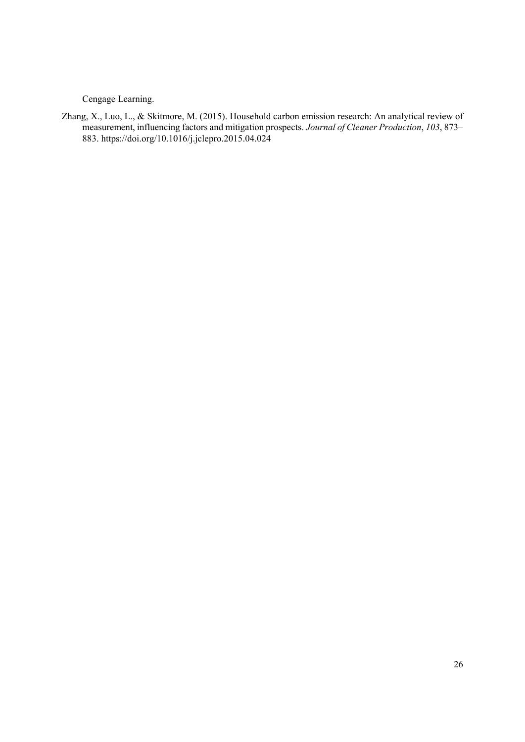Cengage Learning.

Zhang, X., Luo, L., & Skitmore, M. (2015). Household carbon emission research: An analytical review of measurement, influencing factors and mitigation prospects. *Journal of Cleaner Production*, *103*, 873–883. https://doi.org/10.1016/j.jclepro.2015.04.024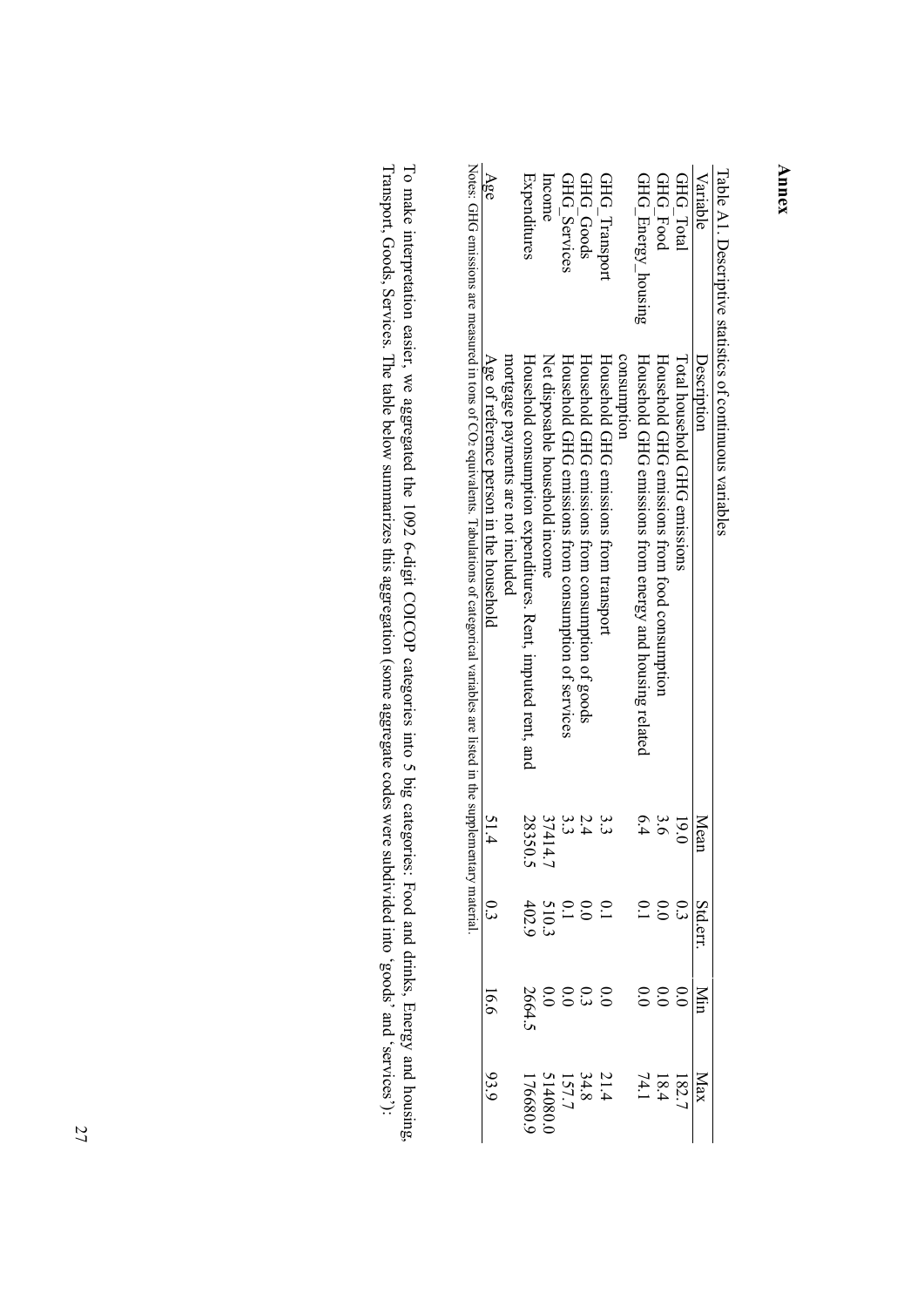# Annex

Table A1. Descriptive statistics of continuous variables

| Variable | Description | Mean | Std.err. | Min | Max |
|---|---|---|---|---|---|
| GHG_Total | Total household GHG emissions | 19.0 | 0.3 | 0.0 | 182.7 |
| GHG_Food | Household GHG emissions from food consumption | 3.6 | 0.0 | 0.0 | 18.4 |
| GHG_Energy_housing | Household GHG emissions from energy and housing related consumption | 6.4 | 0.1 | 0.0 | 74.1 |
| GHG_Transport | Household GHG emissions from transport | 3.3 | 0.1 | 0.0 | 21.4 |
| GHG_Goods | Household GHG emissions from consumption of goods | 2.4 | 0.0 | 0.3 | 34.8 |
| GHG_Services | Household GHG emissions from consumption of services | 3.3 | 0.1 | 0.0 | 157.7 |
| Income | Net disposable household income | 37414.7 | 510.3 | 0.0 | 514080.0 |
| Expenditures | Household consumption expenditures. Rent, imputed rent, and mortgage payments are not included | 28350.5 | 402.9 | 2664.5 | 176680.9 |
| Age | Age of reference person in the household | 51.4 | 0.3 | 16.6 | 93.9 |

Notes: GHG emissions are measured in tons of $CO_2$ equivalents. Tabulations of categorical variables are listed in the supplementary material.

To make interpretation easier, we aggregated the 1092 6-digit COICOP categories into 5 big categories: Food and drinks, Energy and housing, Transport, Goods, Services. The table below summarizes this aggregation (some aggregate codes were subdivided into 'goods' and 'services'):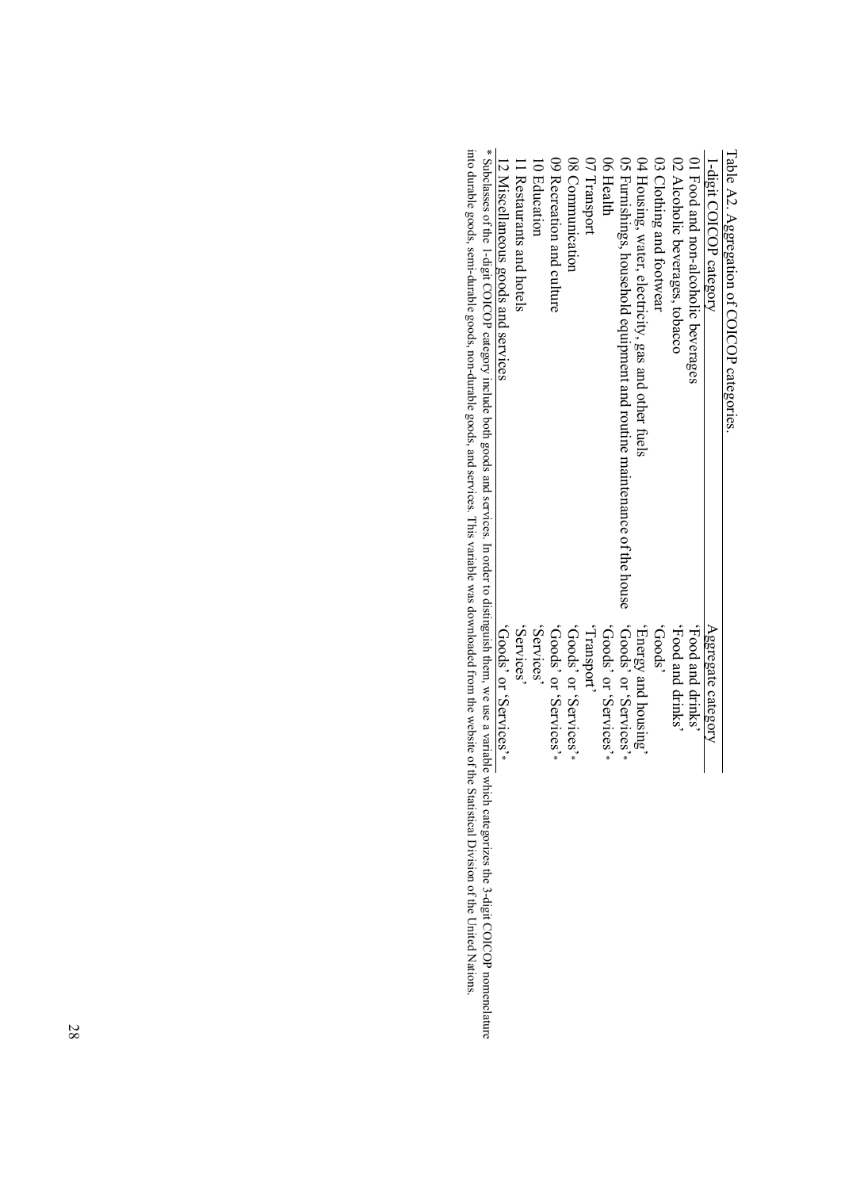Table A2. Aggregation of COICOP categories.

| 1-digit COICOP category | Aggregate category |
|---|---|
| 01 Food and non-alcoholic beverages | 'Food and drinks' |
| 02 Alcoholic beverages, tobacco | 'Food and drinks' |
| 03 Clothing and footwear | 'Goods' |
| 04 Housing, water, electricity, gas and other fuels | 'Energy and housing' |
| 05 Furnishings, household equipment and routine maintenance of the house | 'Goods' or 'Services'* |
| 06 Health | 'Goods' or 'Services'* |
| 07 Transport | 'Transport' |
| 08 Communication | 'Goods' or 'Services'* |
| 09 Recreation and culture | 'Goods' or 'Services'* |
| 10 Education | 'Services' |
| 11 Restaurants and hotels | 'Services' |
| 12 Miscellaneous goods and services | 'Goods' or 'Services'* |

* Subclasses of the 1-digit COICOP category include both goods and services. In order to distinguish them, we use a variable which categorizes the 3-digit COICOP nomenclature into durable goods, semi-durable goods, non-durable goods, and services. This variable was downloaded from the website of the Statistical Division of the United Nations.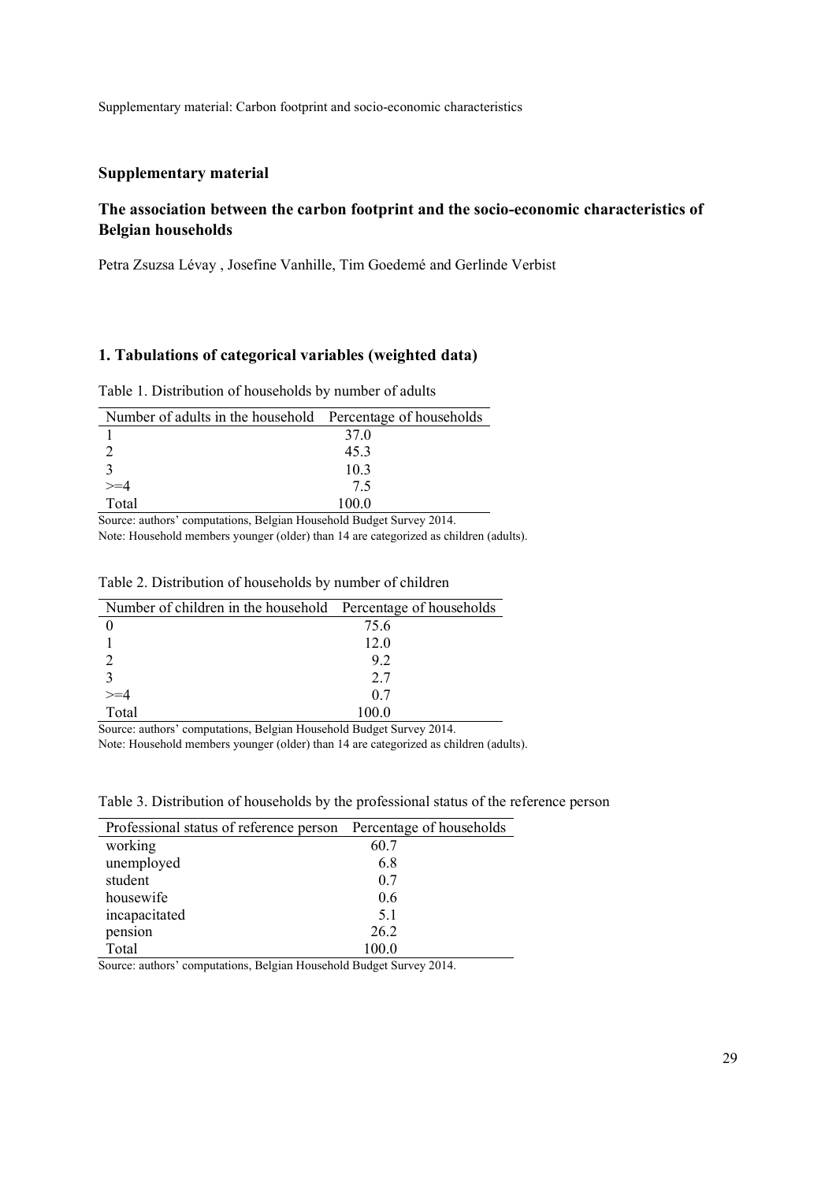## Supplementary material

## The association between the carbon footprint and the socio-economic characteristics of Belgian households

Petra Zsuzsa Lévay , Josefine Vanhille, Tim Goedemé and Gerlinde Verbist

### 1. Tabulations of categorical variables (weighted data)

Table 1. Distribution of households by number of adults

| Number of adults in the household | Percentage of households |
|---|---|
| 1 | 37.0 |
| 2 | 45.3 |
| 3 | 10.3 |
| >=4 | 7.5 |
| Total | 100.0 |

Source: authors' computations, Belgian Household Budget Survey 2014.
Note: Household members younger (older) than 14 are categorized as children (adults).

Table 2. Distribution of households by number of children

| Number of children in the household | Percentage of households |
|---|---|
| 0 | 75.6 |
| 1 | 12.0 |
| 2 | 9.2 |
| 3 | 2.7 |
| >=4 | 0.7 |
| Total | 100.0 |

Source: authors' computations, Belgian Household Budget Survey 2014.
Note: Household members younger (older) than 14 are categorized as children (adults).

Table 3. Distribution of households by the professional status of the reference person

| Professional status of reference person | Percentage of households |
|---|---|
| working | 60.7 |
| unemployed | 6.8 |
| student | 0.7 |
| housewife | 0.6 |
| incapacitated | 5.1 |
| pension | 26.2 |
| Total | 100.0 |

Source: authors' computations, Belgian Household Budget Survey 2014.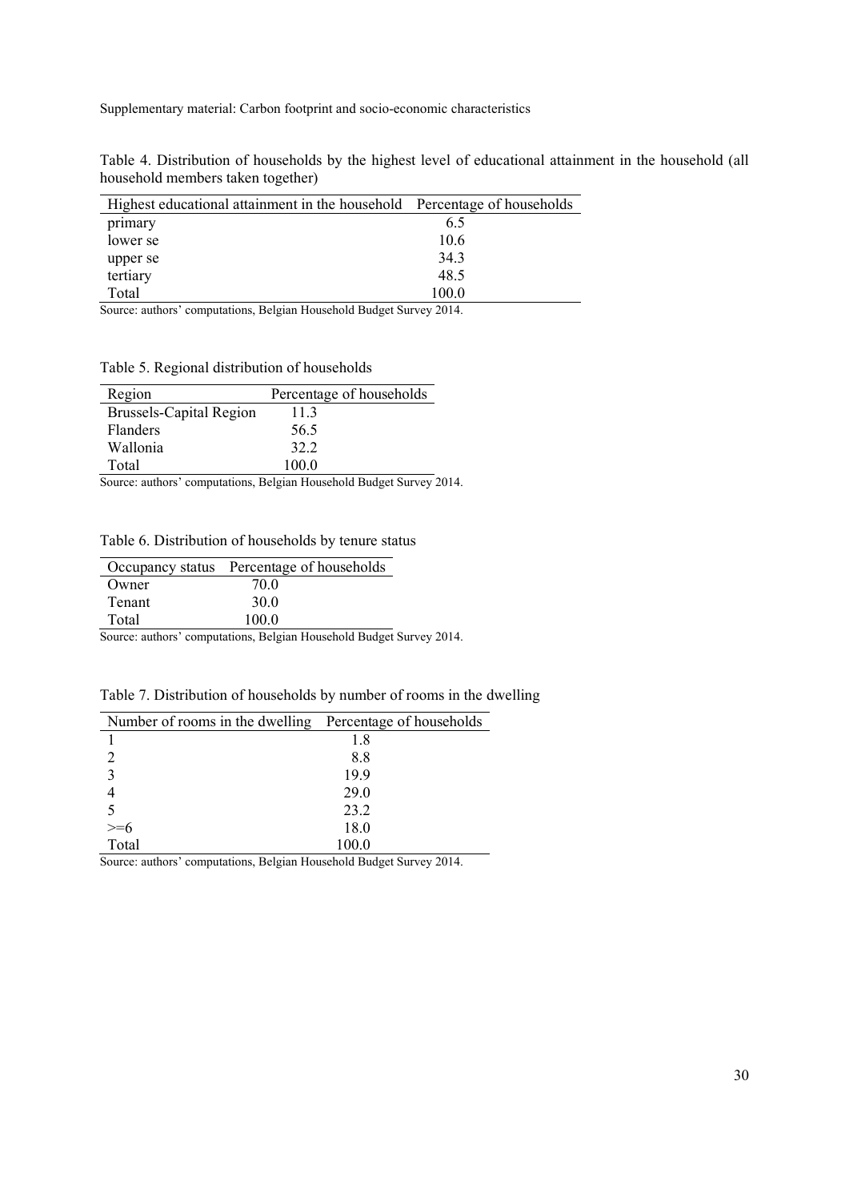Supplementary material: Carbon footprint and socio-economic characteristics

Table 4. Distribution of households by the highest level of educational attainment in the household (all household members taken together)

| Highest educational attainment in the household | Percentage of households |
|---|---|
| primary | 6.5 |
| lower se | 10.6 |
| upper se | 34.3 |
| tertiary | 48.5 |
| Total | 100.0 |

Source: authors' computations, Belgian Household Budget Survey 2014.

Table 5. Regional distribution of households

| Region | Percentage of households |
|---|---|
| Brussels-Capital Region | 11.3 |
| Flanders | 56.5 |
| Wallonia | 32.2 |
| Total | 100.0 |

Source: authors' computations, Belgian Household Budget Survey 2014.

Table 6. Distribution of households by tenure status

| Occupancy status | Percentage of households |
|---|---|
| Owner | 70.0 |
| Tenant | 30.0 |
| Total | 100.0 |

Source: authors' computations, Belgian Household Budget Survey 2014.

Table 7. Distribution of households by number of rooms in the dwelling

| Number of rooms in the dwelling | Percentage of households |
|---|---|
| 1 | 1.8 |
| 2 | 8.8 |
| 3 | 19.9 |
| 4 | 29.0 |
| 5 | 23.2 |
| >=6 | 18.0 |
| Total | 100.0 |

Source: authors' computations, Belgian Household Budget Survey 2014.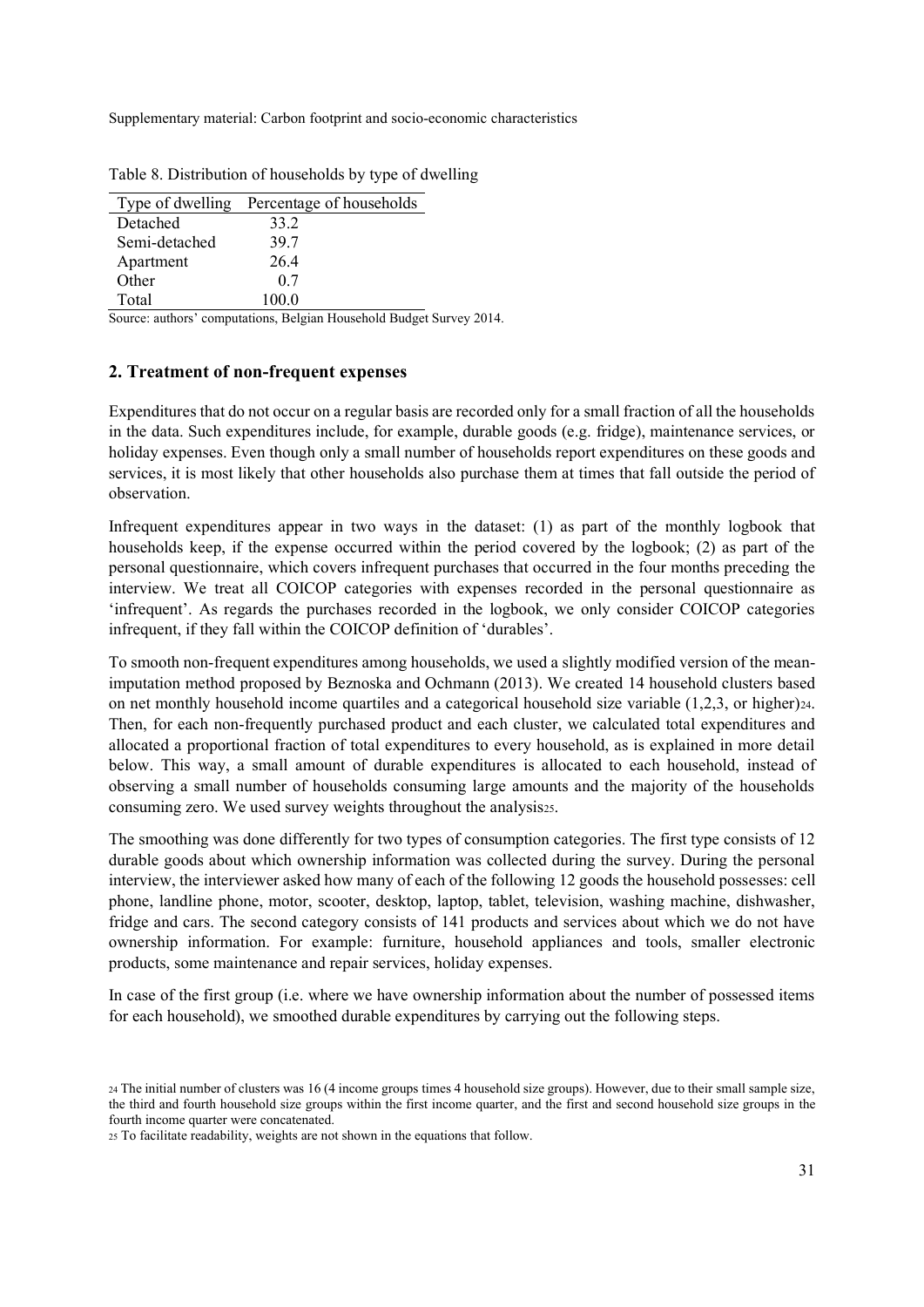Table 8. Distribution of households by type of dwelling

| Type of dwelling | Percentage of households |
|---|---|
| Detached | 33.2 |
| Semi-detached | 39.7 |
| Apartment | 26.4 |
| Other | 0.7 |
| Total | 100.0 |

Source: authors' computations, Belgian Household Budget Survey 2014.

## 2. Treatment of non-frequent expenses

Expenditures that do not occur on a regular basis are recorded only for a small fraction of all the households in the data. Such expenditures include, for example, durable goods (e.g. fridge), maintenance services, or holiday expenses. Even though only a small number of households report expenditures on these goods and services, it is most likely that other households also purchase them at times that fall outside the period of observation.

Infrequent expenditures appear in two ways in the dataset: (1) as part of the monthly logbook that households keep, if the expense occurred within the period covered by the logbook; (2) as part of the personal questionnaire, which covers infrequent purchases that occurred in the four months preceding the interview. We treat all COICOP categories with expenses recorded in the personal questionnaire as 'infrequent'. As regards the purchases recorded in the logbook, we only consider COICOP categories infrequent, if they fall within the COICOP definition of 'durables'.

To smooth non-frequent expenditures among households, we used a slightly modified version of the mean-imputation method proposed by Beznoska and Ochmann (2013). We created 14 household clusters based on net monthly household income quartiles and a categorical household size variable (1,2,3, or higher)[24]. Then, for each non-frequently purchased product and each cluster, we calculated total expenditures and allocated a proportional fraction of total expenditures to every household, as is explained in more detail below. This way, a small amount of durable expenditures is allocated to each household, instead of observing a small number of households consuming large amounts and the majority of the households consuming zero. We used survey weights throughout the analysis[25].

The smoothing was done differently for two types of consumption categories. The first type consists of 12 durable goods about which ownership information was collected during the survey. During the personal interview, the interviewer asked how many of each of the following 12 goods the household possesses: cell phone, landline phone, motor, scooter, desktop, laptop, tablet, television, washing machine, dishwasher, fridge and cars. The second category consists of 141 products and services about which we do not have ownership information. For example: furniture, household appliances and tools, smaller electronic products, some maintenance and repair services, holiday expenses.

In case of the first group (i.e. where we have ownership information about the number of possessed items for each household), we smoothed durable expenditures by carrying out the following steps.

[24] The initial number of clusters was 16 (4 income groups times 4 household size groups). However, due to their small sample size, the third and fourth household size groups within the first income quarter, and the first and second household size groups in the fourth income quarter were concatenated.

[25] To facilitate readability, weights are not shown in the equations that follow.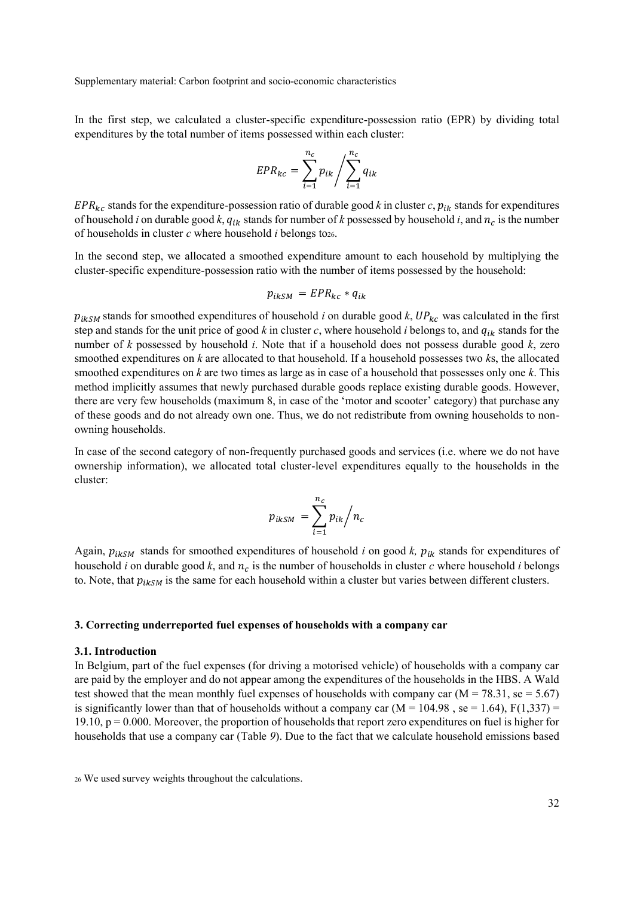In the first step, we calculated a cluster-specific expenditure-possession ratio (EPR) by dividing total expenditures by the total number of items possessed within each cluster:

$$EPR_{kc} = \sum_{i=1}^{n_c} p_{ik} \Big/ \sum_{i=1}^{n_c} q_{ik}$$

$EPR_{kc}$ stands for the expenditure-possession ratio of durable good *k* in cluster *c*, $p_{ik}$ stands for expenditures of household *i* on durable good *k*, $q_{ik}$ stands for number of *k* possessed by household *i*, and $n_c$ is the number of households in cluster *c* where household *i* belongs to[26].

In the second step, we allocated a smoothed expenditure amount to each household by multiplying the cluster-specific expenditure-possession ratio with the number of items possessed by the household:

$$p_{ikSM} = EPR_{kc} * q_{ik}$$

$p_{ikSM}$ stands for smoothed expenditures of household *i* on durable good *k*, $UP_{kc}$ was calculated in the first step and stands for the unit price of good *k* in cluster *c*, where household *i* belongs to, and $q_{ik}$ stands for the number of *k* possessed by household *i*. Note that if a household does not possess durable good *k*, zero smoothed expenditures on *k* are allocated to that household. If a household possesses two *k*s, the allocated smoothed expenditures on *k* are two times as large as in case of a household that possesses only one *k*. This method implicitly assumes that newly purchased durable goods replace existing durable goods. However, there are very few households (maximum 8, in case of the 'motor and scooter' category) that purchase any of these goods and do not already own one. Thus, we do not redistribute from owning households to non-owning households.

In case of the second category of non-frequently purchased goods and services (i.e. where we do not have ownership information), we allocated total cluster-level expenditures equally to the households in the cluster:

$$p_{ikSM} = \sum_{i=1}^{n_c} p_{ik} \Big/ n_c$$

Again, $p_{ikSM}$ stands for smoothed expenditures of household *i* on good *k*, $p_{ik}$ stands for expenditures of household *i* on durable good *k*, and $n_c$ is the number of households in cluster *c* where household *i* belongs to. Note, that $p_{ikSM}$ is the same for each household within a cluster but varies between different clusters.

### 3. Correcting underreported fuel expenses of households with a company car

#### 3.1. Introduction

In Belgium, part of the fuel expenses (for driving a motorised vehicle) of households with a company car are paid by the employer and do not appear among the expenditures of the households in the HBS. A Wald test showed that the mean monthly fuel expenses of households with company car ($M = 78.31$, $se = 5.67$) is significantly lower than that of households without a company car ($M = 104.98$ , $se = 1.64$), $F(1,337) = 19.10$, $p = 0.000$. Moreover, the proportion of households that report zero expenditures on fuel is higher for households that use a company car (Table *9*). Due to the fact that we calculate household emissions based

[26] We used survey weights throughout the calculations.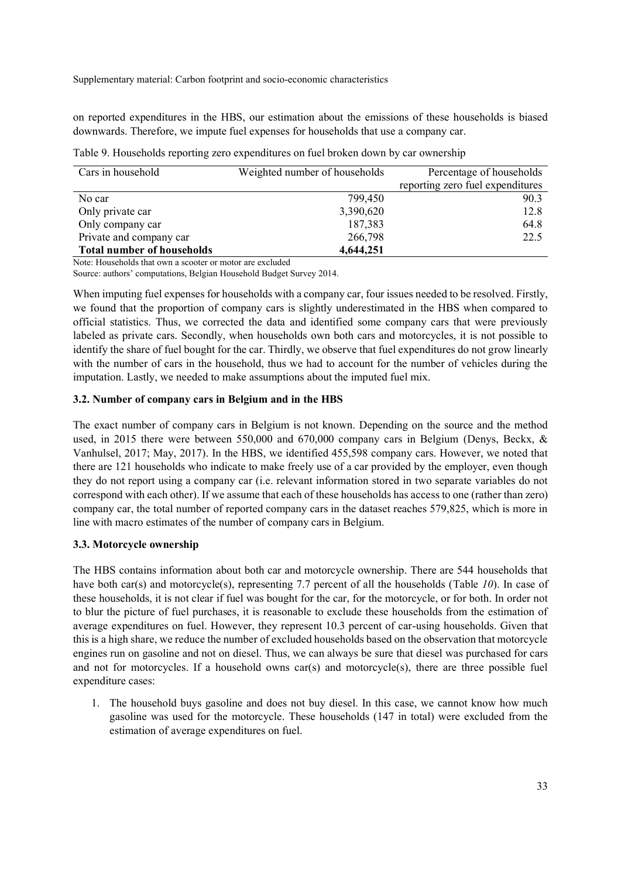on reported expenditures in the HBS, our estimation about the emissions of these households is biased downwards. Therefore, we impute fuel expenses for households that use a company car.

Table 9. Households reporting zero expenditures on fuel broken down by car ownership

| Cars in household | Weighted number of households | Percentage of households reporting zero fuel expenditures |
|---|---|---|
| No car | 799,450 | 90.3 |
| Only private car | 3,390,620 | 12.8 |
| Only company car | 187,383 | 64.8 |
| Private and company car | 266,798 | 22.5 |
| **Total number of households** | **4,644,251** | |

Note: Households that own a scooter or motor are excluded

Source: authors' computations, Belgian Household Budget Survey 2014.

When imputing fuel expenses for households with a company car, four issues needed to be resolved. Firstly, we found that the proportion of company cars is slightly underestimated in the HBS when compared to official statistics. Thus, we corrected the data and identified some company cars that were previously labeled as private cars. Secondly, when households own both cars and motorcycles, it is not possible to identify the share of fuel bought for the car. Thirdly, we observe that fuel expenditures do not grow linearly with the number of cars in the household, thus we had to account for the number of vehicles during the imputation. Lastly, we needed to make assumptions about the imputed fuel mix.

### 3.2. Number of company cars in Belgium and in the HBS

The exact number of company cars in Belgium is not known. Depending on the source and the method used, in 2015 there were between 550,000 and 670,000 company cars in Belgium (Denys, Beckx, & Vanhulsel, 2017; May, 2017). In the HBS, we identified 455,598 company cars. However, we noted that there are 121 households who indicate to make freely use of a car provided by the employer, even though they do not report using a company car (i.e. relevant information stored in two separate variables do not correspond with each other). If we assume that each of these households has access to one (rather than zero) company car, the total number of reported company cars in the dataset reaches 579,825, which is more in line with macro estimates of the number of company cars in Belgium.

### 3.3. Motorcycle ownership

The HBS contains information about both car and motorcycle ownership. There are 544 households that have both car(s) and motorcycle(s), representing 7.7 percent of all the households (Table *10*). In case of these households, it is not clear if fuel was bought for the car, for the motorcycle, or for both. In order not to blur the picture of fuel purchases, it is reasonable to exclude these households from the estimation of average expenditures on fuel. However, they represent 10.3 percent of car-using households. Given that this is a high share, we reduce the number of excluded households based on the observation that motorcycle engines run on gasoline and not on diesel. Thus, we can always be sure that diesel was purchased for cars and not for motorcycles. If a household owns car(s) and motorcycle(s), there are three possible fuel expenditure cases:

1. The household buys gasoline and does not buy diesel. In this case, we cannot know how much gasoline was used for the motorcycle. These households (147 in total) were excluded from the estimation of average expenditures on fuel.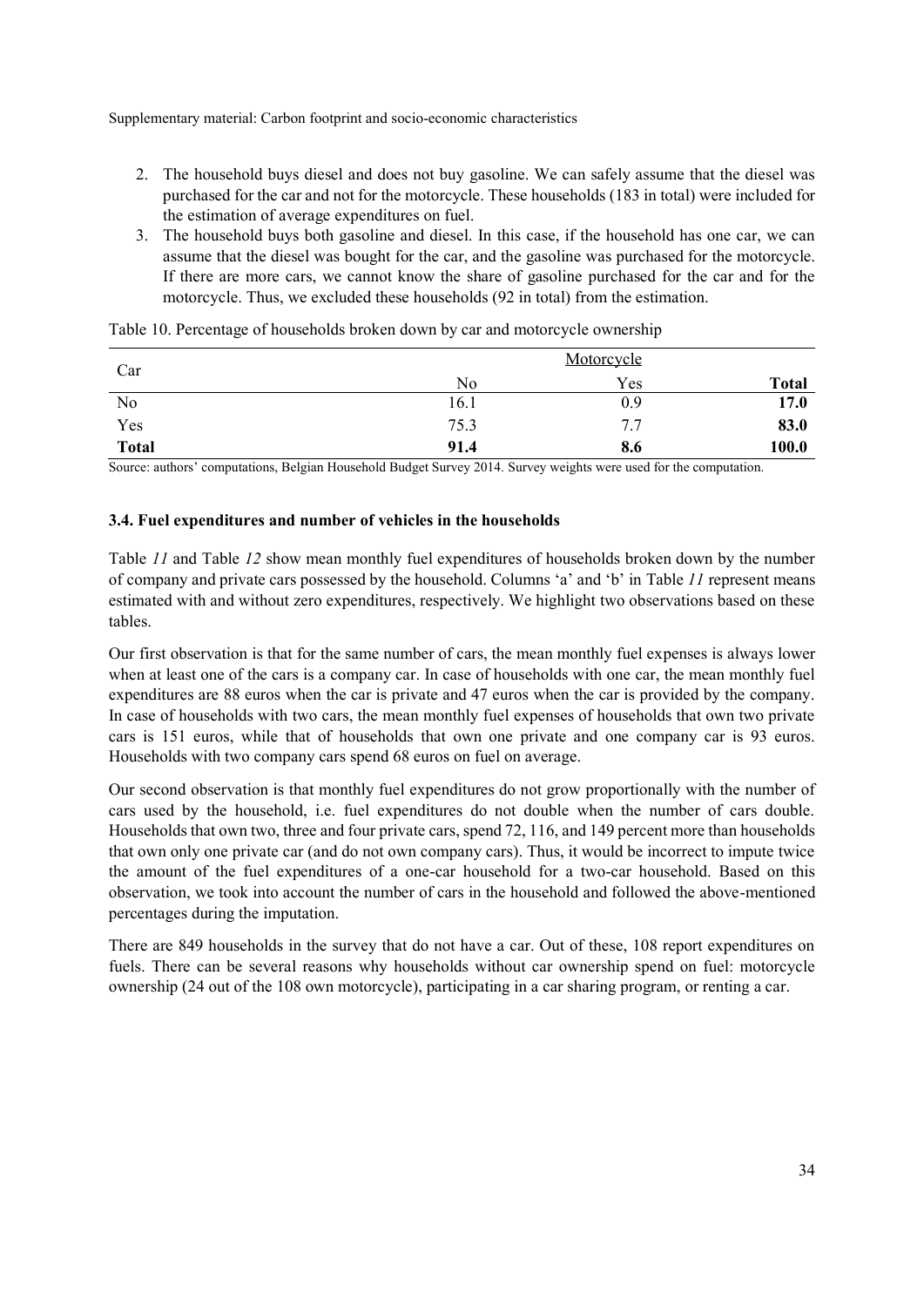2. The household buys diesel and does not buy gasoline. We can safely assume that the diesel was purchased for the car and not for the motorcycle. These households (183 in total) were included for the estimation of average expenditures on fuel.
3. The household buys both gasoline and diesel. In this case, if the household has one car, we can assume that the diesel was bought for the car, and the gasoline was purchased for the motorcycle. If there are more cars, we cannot know the share of gasoline purchased for the car and for the motorcycle. Thus, we excluded these households (92 in total) from the estimation.

Table 10. Percentage of households broken down by car and motorcycle ownership

| Car | Motorcycle | | |
|---|---|---|---|
| | No | Yes | **Total** |
| No | 16.1 | 0.9 | **17.0** |
| Yes | 75.3 | 7.7 | **83.0** |
| **Total** | **91.4** | **8.6** | **100.0** |

Source: authors' computations, Belgian Household Budget Survey 2014. Survey weights were used for the computation.

### 3.4. Fuel expenditures and number of vehicles in the households

Table *11* and Table *12* show mean monthly fuel expenditures of households broken down by the number of company and private cars possessed by the household. Columns 'a' and 'b' in Table *11* represent means estimated with and without zero expenditures, respectively. We highlight two observations based on these tables.

Our first observation is that for the same number of cars, the mean monthly fuel expenses is always lower when at least one of the cars is a company car. In case of households with one car, the mean monthly fuel expenditures are 88 euros when the car is private and 47 euros when the car is provided by the company. In case of households with two cars, the mean monthly fuel expenses of households that own two private cars is 151 euros, while that of households that own one private and one company car is 93 euros. Households with two company cars spend 68 euros on fuel on average.

Our second observation is that monthly fuel expenditures do not grow proportionally with the number of cars used by the household, i.e. fuel expenditures do not double when the number of cars double. Households that own two, three and four private cars, spend 72, 116, and 149 percent more than households that own only one private car (and do not own company cars). Thus, it would be incorrect to impute twice the amount of the fuel expenditures of a one-car household for a two-car household. Based on this observation, we took into account the number of cars in the household and followed the above-mentioned percentages during the imputation.

There are 849 households in the survey that do not have a car. Out of these, 108 report expenditures on fuels. There can be several reasons why households without car ownership spend on fuel: motorcycle ownership (24 out of the 108 own motorcycle), participating in a car sharing program, or renting a car.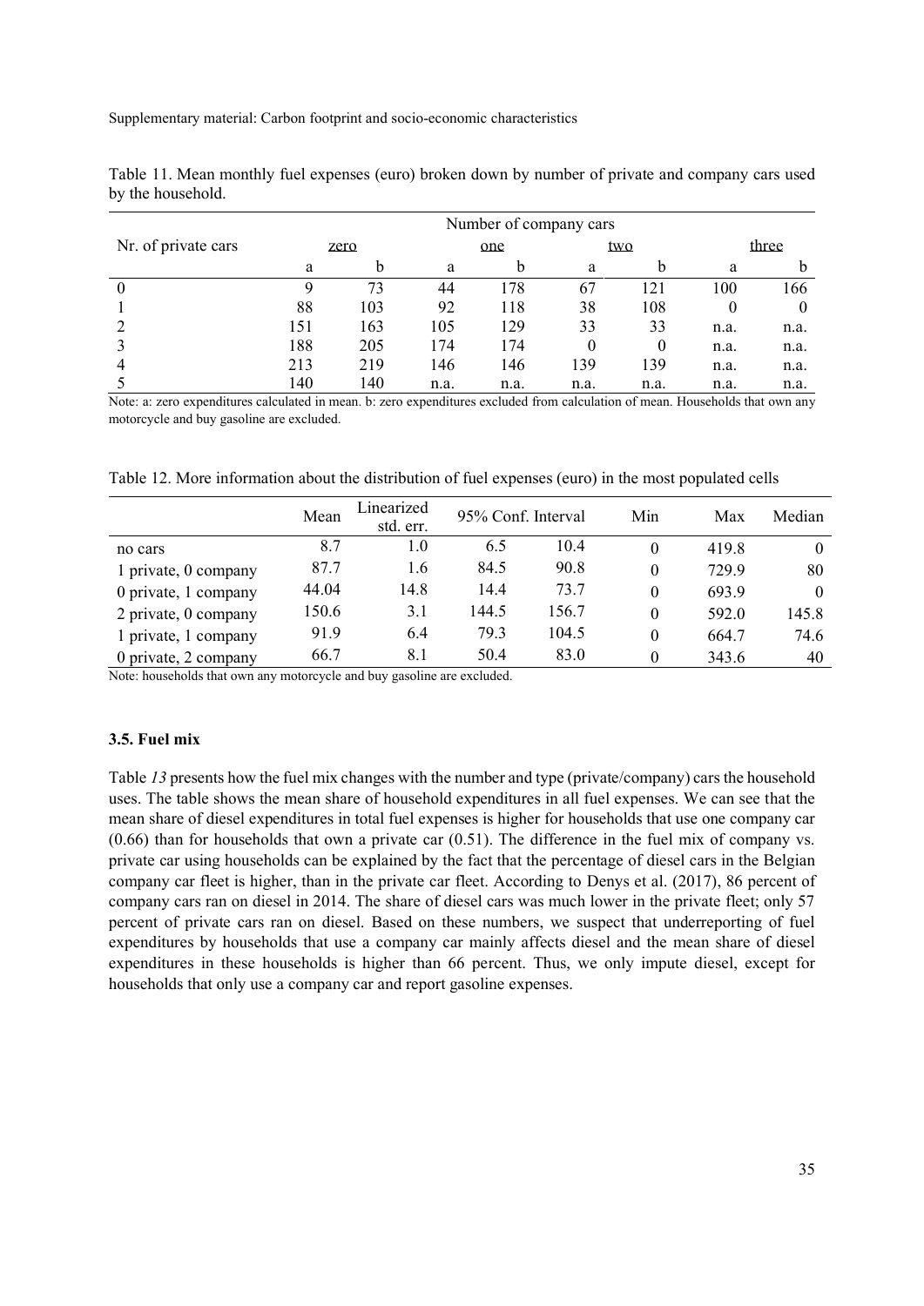Table 11. Mean monthly fuel expenses (euro) broken down by number of private and company cars used by the household.

| | Number of company cars | | | | | | | |
|---|---|---|---|---|---|---|---|---|
| Nr. of private cars | zero | | one | | two | | three | |
| | a | b | a | b | a | b | a | b |
| 0 | 9 | 73 | 44 | 178 | 67 | 121 | 100 | 166 |
| 1 | 88 | 103 | 92 | 118 | 38 | 108 | 0 | 0 |
| 2 | 151 | 163 | 105 | 129 | 33 | 33 | n.a. | n.a. |
| 3 | 188 | 205 | 174 | 174 | 0 | 0 | n.a. | n.a. |
| 4 | 213 | 219 | 146 | 146 | 139 | 139 | n.a. | n.a. |
| 5 | 140 | 140 | n.a. | n.a. | n.a. | n.a. | n.a. | n.a. |

Note: a: zero expenditures calculated in mean. b: zero expenditures excluded from calculation of mean. Households that own any motorcycle and buy gasoline are excluded.

Table 12. More information about the distribution of fuel expenses (euro) in the most populated cells

| | Mean | Linearized std. err. | 95% Conf. Interval | | Min | Max | Median |
|---|---|---|---|---|---|---|---|
| no cars | 8.7 | 1.0 | 6.5 | 10.4 | 0 | 419.8 | 0 |
| 1 private, 0 company | 87.7 | 1.6 | 84.5 | 90.8 | 0 | 729.9 | 80 |
| 0 private, 1 company | 44.04 | 14.8 | 14.4 | 73.7 | 0 | 693.9 | 0 |
| 2 private, 0 company | 150.6 | 3.1 | 144.5 | 156.7 | 0 | 592.0 | 145.8 |
| 1 private, 1 company | 91.9 | 6.4 | 79.3 | 104.5 | 0 | 664.7 | 74.6 |
| 0 private, 2 company | 66.7 | 8.1 | 50.4 | 83.0 | 0 | 343.6 | 40 |

Note: households that own any motorcycle and buy gasoline are excluded.

### 3.5. Fuel mix

Table *13* presents how the fuel mix changes with the number and type (private/company) cars the household uses. The table shows the mean share of household expenditures in all fuel expenses. We can see that the mean share of diesel expenditures in total fuel expenses is higher for households that use one company car (0.66) than for households that own a private car (0.51). The difference in the fuel mix of company vs. private car using households can be explained by the fact that the percentage of diesel cars in the Belgian company car fleet is higher, than in the private car fleet. According to Denys et al. (2017), 86 percent of company cars ran on diesel in 2014. The share of diesel cars was much lower in the private fleet; only 57 percent of private cars ran on diesel. Based on these numbers, we suspect that underreporting of fuel expenditures by households that use a company car mainly affects diesel and the mean share of diesel expenditures in these households is higher than 66 percent. Thus, we only impute diesel, except for households that only use a company car and report gasoline expenses.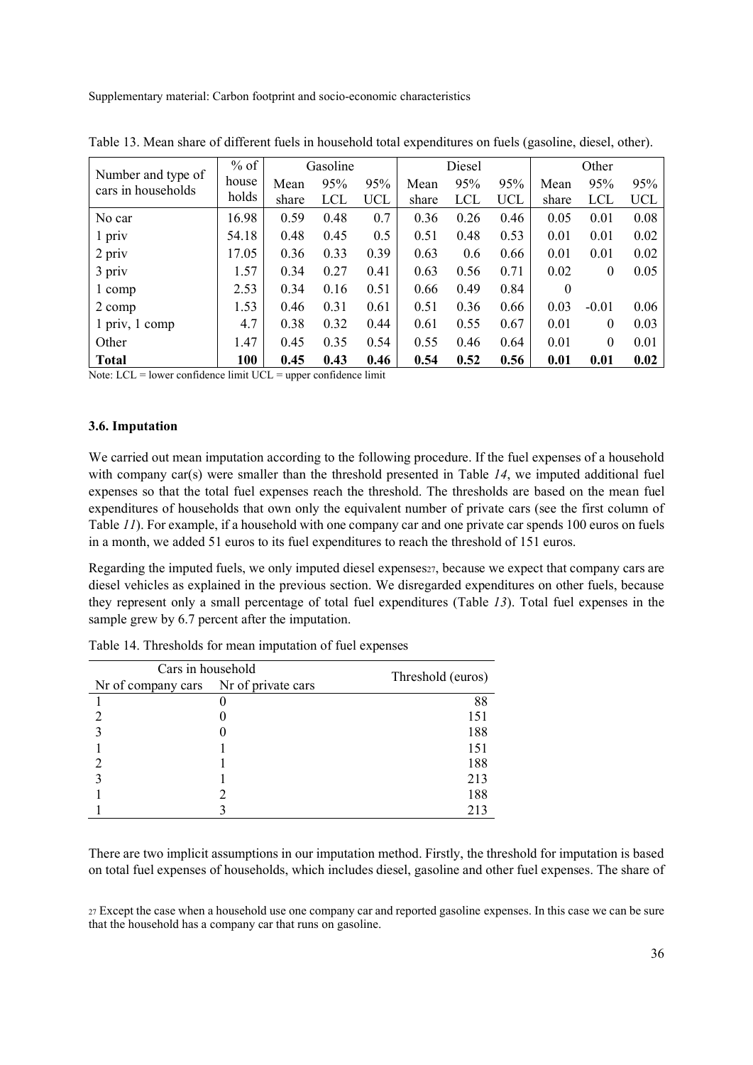Table 13. Mean share of different fuels in household total expenditures on fuels (gasoline, diesel, other).

| Number and type of cars in households | % of house holds | Gasoline | | | Diesel | | | Other | | |
|---|---|---|---|---|---|---|---|---|---|---|
| | | Mean share | 95% LCL | 95% UCL | Mean share | 95% LCL | 95% UCL | Mean share | 95% LCL | 95% UCL |
| No car | 16.98 | 0.59 | 0.48 | 0.7 | 0.36 | 0.26 | 0.46 | 0.05 | 0.01 | 0.08 |
| 1 priv | 54.18 | 0.48 | 0.45 | 0.5 | 0.51 | 0.48 | 0.53 | 0.01 | 0.01 | 0.02 |
| 2 priv | 17.05 | 0.36 | 0.33 | 0.39 | 0.63 | 0.6 | 0.66 | 0.01 | 0.01 | 0.02 |
| 3 priv | 1.57 | 0.34 | 0.27 | 0.41 | 0.63 | 0.56 | 0.71 | 0.02 | 0 | 0.05 |
| 1 comp | 2.53 | 0.34 | 0.16 | 0.51 | 0.66 | 0.49 | 0.84 | 0 | | |
| 2 comp | 1.53 | 0.46 | 0.31 | 0.61 | 0.51 | 0.36 | 0.66 | 0.03 | -0.01 | 0.06 |
| 1 priv, 1 comp | 4.7 | 0.38 | 0.32 | 0.44 | 0.61 | 0.55 | 0.67 | 0.01 | 0 | 0.03 |
| Other | 1.47 | 0.45 | 0.35 | 0.54 | 0.55 | 0.46 | 0.64 | 0.01 | 0 | 0.01 |
| **Total** | **100** | **0.45** | **0.43** | **0.46** | **0.54** | **0.52** | **0.56** | **0.01** | **0.01** | **0.02** |

Note: LCL = lower confidence limit UCL = upper confidence limit

### 3.6. Imputation

We carried out mean imputation according to the following procedure. If the fuel expenses of a household with company car(s) were smaller than the threshold presented in Table *14*, we imputed additional fuel expenses so that the total fuel expenses reach the threshold. The thresholds are based on the mean fuel expenditures of households that own only the equivalent number of private cars (see the first column of Table *11*). For example, if a household with one company car and one private car spends 100 euros on fuels in a month, we added 51 euros to its fuel expenditures to reach the threshold of 151 euros.

Regarding the imputed fuels, we only imputed diesel expenses[27], because we expect that company cars are diesel vehicles as explained in the previous section. We disregarded expenditures on other fuels, because they represent only a small percentage of total fuel expenditures (Table *13*). Total fuel expenses in the sample grew by 6.7 percent after the imputation.

Table 14. Thresholds for mean imputation of fuel expenses

| Cars in household | | Threshold (euros) |
|---|---|---|
| Nr of company cars | Nr of private cars | |
| 1 | 0 | 88 |
| 2 | 0 | 151 |
| 3 | 0 | 188 |
| 1 | 1 | 151 |
| 2 | 1 | 188 |
| 3 | 1 | 213 |
| 1 | 2 | 188 |
| 1 | 3 | 213 |

There are two implicit assumptions in our imputation method. Firstly, the threshold for imputation is based on total fuel expenses of households, which includes diesel, gasoline and other fuel expenses. The share of

[27] Except the case when a household use one company car and reported gasoline expenses. In this case we can be sure that the household has a company car that runs on gasoline.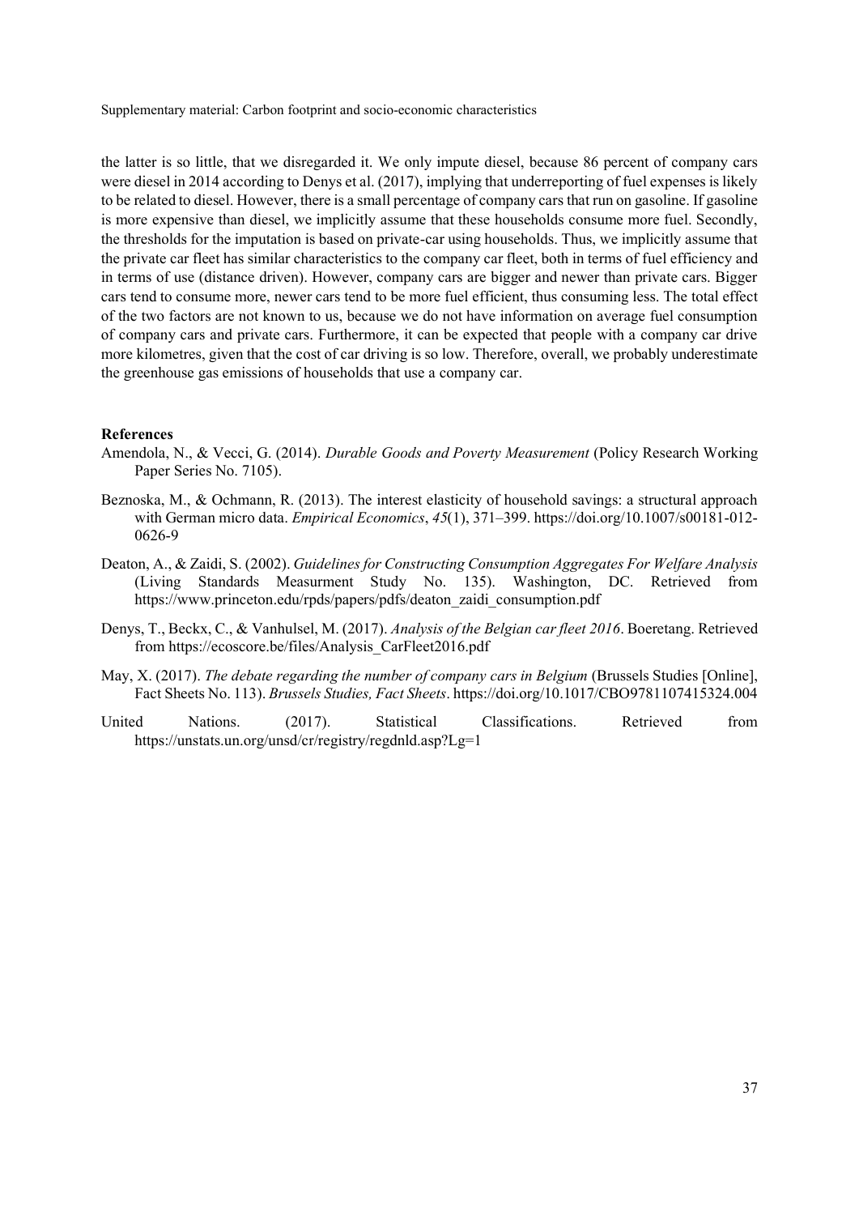the latter is so little, that we disregarded it. We only impute diesel, because 86 percent of company cars were diesel in 2014 according to Denys et al. (2017), implying that underreporting of fuel expenses is likely to be related to diesel. However, there is a small percentage of company cars that run on gasoline. If gasoline is more expensive than diesel, we implicitly assume that these households consume more fuel. Secondly, the thresholds for the imputation is based on private-car using households. Thus, we implicitly assume that the private car fleet has similar characteristics to the company car fleet, both in terms of fuel efficiency and in terms of use (distance driven). However, company cars are bigger and newer than private cars. Bigger cars tend to consume more, newer cars tend to be more fuel efficient, thus consuming less. The total effect of the two factors are not known to us, because we do not have information on average fuel consumption of company cars and private cars. Furthermore, it can be expected that people with a company car drive more kilometres, given that the cost of car driving is so low. Therefore, overall, we probably underestimate the greenhouse gas emissions of households that use a company car.

**References**

Amendola, N., & Vecci, G. (2014). *Durable Goods and Poverty Measurement* (Policy Research Working Paper Series No. 7105).

Beznoska, M., & Ochmann, R. (2013). The interest elasticity of household savings: a structural approach with German micro data. *Empirical Economics*, *45*(1), 371–399. https://doi.org/10.1007/s00181-012-0626-9

Deaton, A., & Zaidi, S. (2002). *Guidelines for Constructing Consumption Aggregates For Welfare Analysis* (Living Standards Measurment Study No. 135). Washington, DC. Retrieved from https://www.princeton.edu/rpds/papers/pdfs/deaton_zaidi_consumption.pdf

Denys, T., Beckx, C., & Vanhulsel, M. (2017). *Analysis of the Belgian car fleet 2016*. Boeretang. Retrieved from https://ecoscore.be/files/Analysis_CarFleet2016.pdf

May, X. (2017). *The debate regarding the number of company cars in Belgium* (Brussels Studies [Online], Fact Sheets No. 113). *Brussels Studies, Fact Sheets*. https://doi.org/10.1017/CBO9781107415324.004

United Nations. (2017). Statistical Classifications. Retrieved from https://unstats.un.org/unsd/cr/registry/regdnld.asp?Lg=1